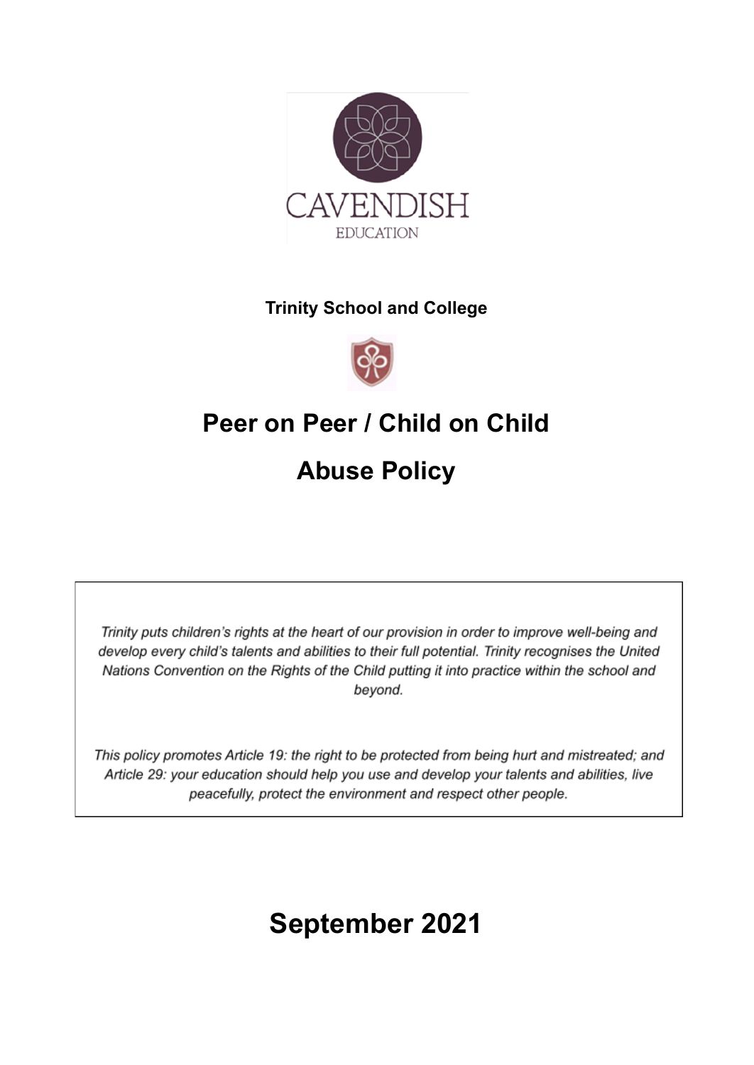CAVENDISH

EDUCATION

**Trinity School and College**

# Peer on Peer / Child on Child

# Abuse Policy

*Trinity puts children's rights at the heart of our provision in order to improve well-being and develop every child's talents and abilities to their full potential. Trinity recognises the United Nations Convention on the Rights of the Child putting it into practice within the school and beyond.*

*This policy promotes Article 19: the right to be protected from being hurt and mistreated; and Article 29: your education should help you use and develop your talents and abilities, live peacefully, protect the environment and respect other people.*

# September 2021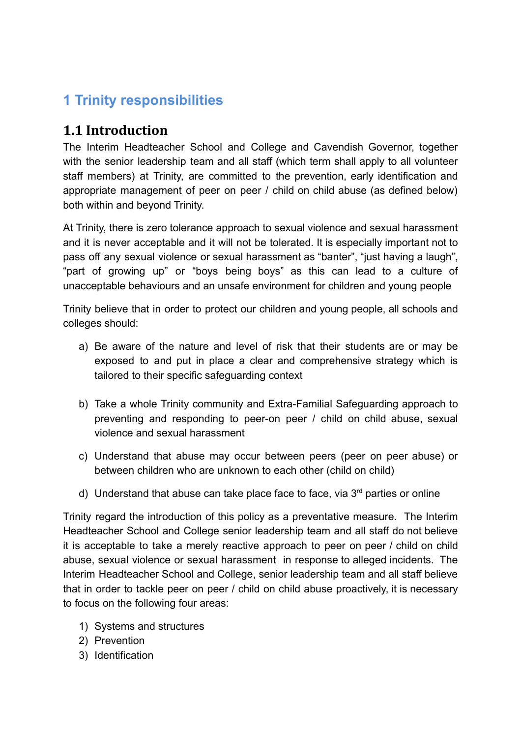# 1 Trinity responsibilities

## 1.1 Introduction

The Interim Headteacher School and College and Cavendish Governor, together with the senior leadership team and all staff (which term shall apply to all volunteer staff members) at Trinity, are committed to the prevention, early identification and appropriate management of peer on peer / child on child abuse (as defined below) both within and beyond Trinity.

At Trinity, there is zero tolerance approach to sexual violence and sexual harassment and it is never acceptable and it will not be tolerated. It is especially important not to pass off any sexual violence or sexual harassment as "banter", "just having a laugh", "part of growing up" or "boys being boys" as this can lead to a culture of unacceptable behaviours and an unsafe environment for children and young people

Trinity believe that in order to protect our children and young people, all schools and colleges should:

a) Be aware of the nature and level of risk that their students are or may be exposed to and put in place a clear and comprehensive strategy which is tailored to their specific safeguarding context

b) Take a whole Trinity community and Extra-Familial Safeguarding approach to preventing and responding to peer-on peer / child on child abuse, sexual violence and sexual harassment

c) Understand that abuse may occur between peers (peer on peer abuse) or between children who are unknown to each other (child on child)

d) Understand that abuse can take place face to face, via 3rd parties or online

Trinity regard the introduction of this policy as a preventative measure. The Interim Headteacher School and College senior leadership team and all staff do not believe it is acceptable to take a merely reactive approach to peer on peer / child on child abuse, sexual violence or sexual harassment in response to alleged incidents. The Interim Headteacher School and College, senior leadership team and all staff believe that in order to tackle peer on peer / child on child abuse proactively, it is necessary to focus on the following four areas:

1) Systems and structures
2) Prevention
3) Identification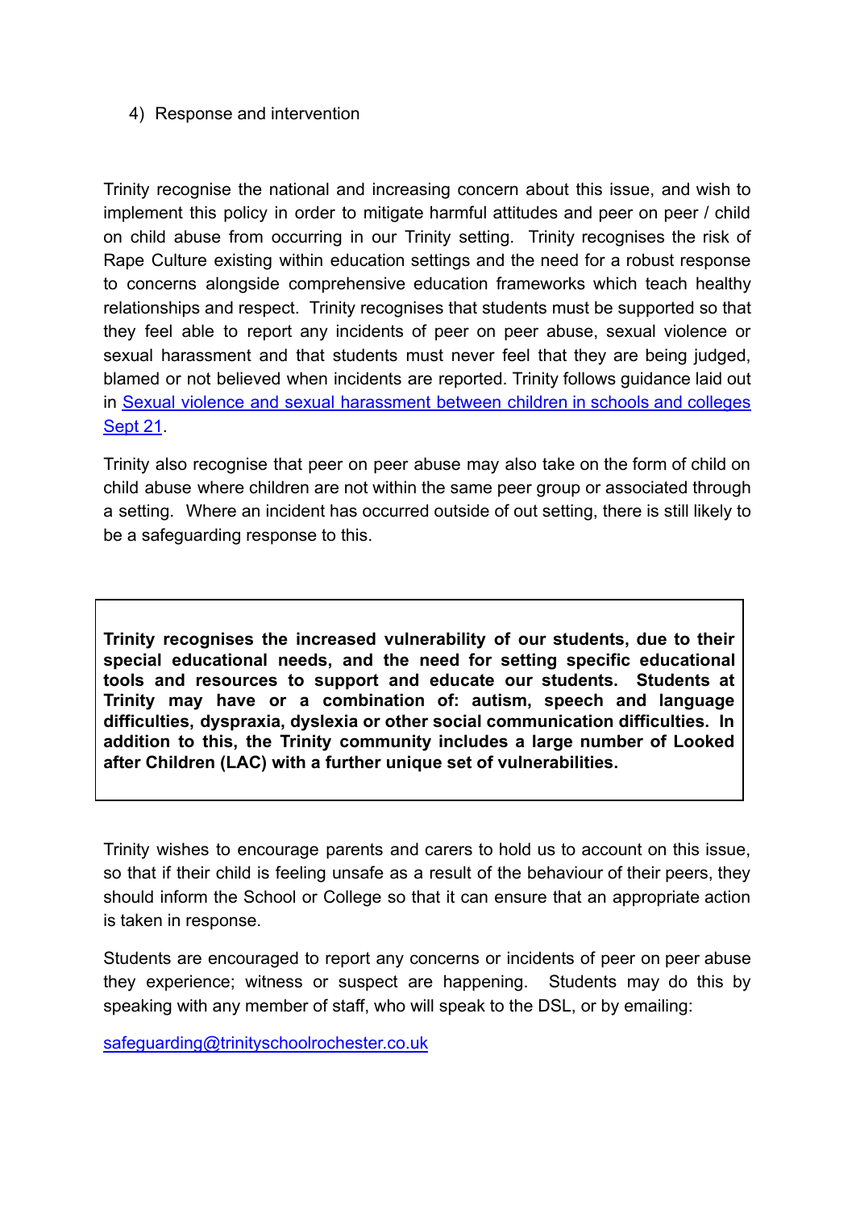4) Response and intervention

Trinity recognise the national and increasing concern about this issue, and wish to implement this policy in order to mitigate harmful attitudes and peer on peer / child on child abuse from occurring in our Trinity setting. Trinity recognises the risk of Rape Culture existing within education settings and the need for a robust response to concerns alongside comprehensive education frameworks which teach healthy relationships and respect. Trinity recognises that students must be supported so that they feel able to report any incidents of peer on peer abuse, sexual violence or sexual harassment and that students must never feel that they are being judged, blamed or not believed when incidents are reported. Trinity follows guidance laid out in [Sexual violence and sexual harassment between children in schools and colleges Sept 21].

Trinity also recognise that peer on peer abuse may also take on the form of child on child abuse where children are not within the same peer group or associated through a setting. Where an incident has occurred outside of out setting, there is still likely to be a safeguarding response to this.

**Trinity recognises the increased vulnerability of our students, due to their special educational needs, and the need for setting specific educational tools and resources to support and educate our students. Students at Trinity may have or a combination of: autism, speech and language difficulties, dyspraxia, dyslexia or other social communication difficulties. In addition to this, the Trinity community includes a large number of Looked after Children (LAC) with a further unique set of vulnerabilities.**

Trinity wishes to encourage parents and carers to hold us to account on this issue, so that if their child is feeling unsafe as a result of the behaviour of their peers, they should inform the School or College so that it can ensure that an appropriate action is taken in response.

Students are encouraged to report any concerns or incidents of peer on peer abuse they experience; witness or suspect are happening. Students may do this by speaking with any member of staff, who will speak to the DSL, or by emailing:

safeguarding@trinityschoolrochester.co.uk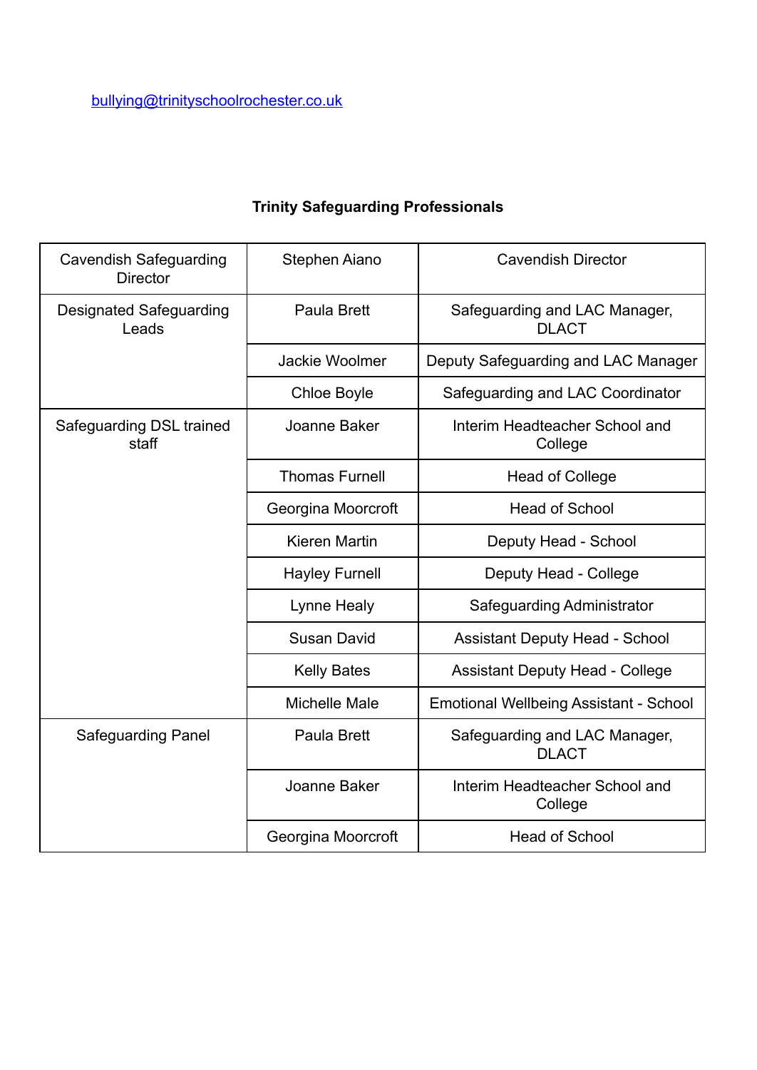[bullying@trinityschoolrochester.co.uk](mailto:bullying@trinityschoolrochester.co.uk)

**Trinity Safeguarding Professionals**

| | | |
|---|---|---|
| Cavendish Safeguarding Director | Stephen Aiano | Cavendish Director |
| Designated Safeguarding Leads | Paula Brett | Safeguarding and LAC Manager, DLACT |
| | Jackie Woolmer | Deputy Safeguarding and LAC Manager |
| | Chloe Boyle | Safeguarding and LAC Coordinator |
| Safeguarding DSL trained staff | Joanne Baker | Interim Headteacher School and College |
| | Thomas Furnell | Head of College |
| | Georgina Moorcroft | Head of School |
| | Kieren Martin | Deputy Head - School |
| | Hayley Furnell | Deputy Head - College |
| | Lynne Healy | Safeguarding Administrator |
| | Susan David | Assistant Deputy Head - School |
| | Kelly Bates | Assistant Deputy Head - College |
| | Michelle Male | Emotional Wellbeing Assistant - School |
| Safeguarding Panel | Paula Brett | Safeguarding and LAC Manager, DLACT |
| | Joanne Baker | Interim Headteacher School and College |
| | Georgina Moorcroft | Head of School |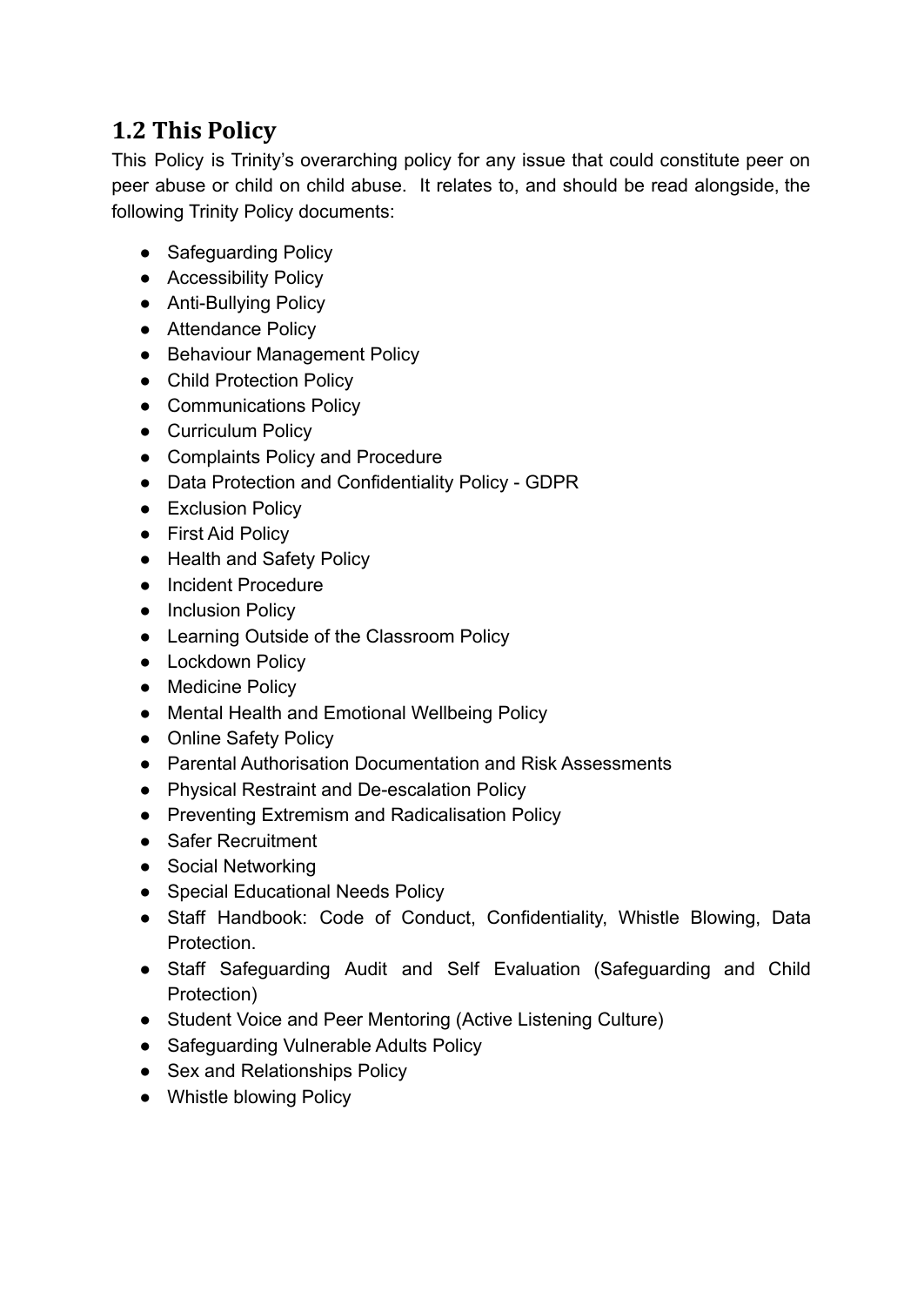## 1.2 This Policy

This Policy is Trinity's overarching policy for any issue that could constitute peer on peer abuse or child on child abuse. It relates to, and should be read alongside, the following Trinity Policy documents:

- Safeguarding Policy
- Accessibility Policy
- Anti-Bullying Policy
- Attendance Policy
- Behaviour Management Policy
- Child Protection Policy
- Communications Policy
- Curriculum Policy
- Complaints Policy and Procedure
- Data Protection and Confidentiality Policy - GDPR
- Exclusion Policy
- First Aid Policy
- Health and Safety Policy
- Incident Procedure
- Inclusion Policy
- Learning Outside of the Classroom Policy
- Lockdown Policy
- Medicine Policy
- Mental Health and Emotional Wellbeing Policy
- Online Safety Policy
- Parental Authorisation Documentation and Risk Assessments
- Physical Restraint and De-escalation Policy
- Preventing Extremism and Radicalisation Policy
- Safer Recruitment
- Social Networking
- Special Educational Needs Policy
- Staff Handbook: Code of Conduct, Confidentiality, Whistle Blowing, Data Protection.
- Staff Safeguarding Audit and Self Evaluation (Safeguarding and Child Protection)
- Student Voice and Peer Mentoring (Active Listening Culture)
- Safeguarding Vulnerable Adults Policy
- Sex and Relationships Policy
- Whistle blowing Policy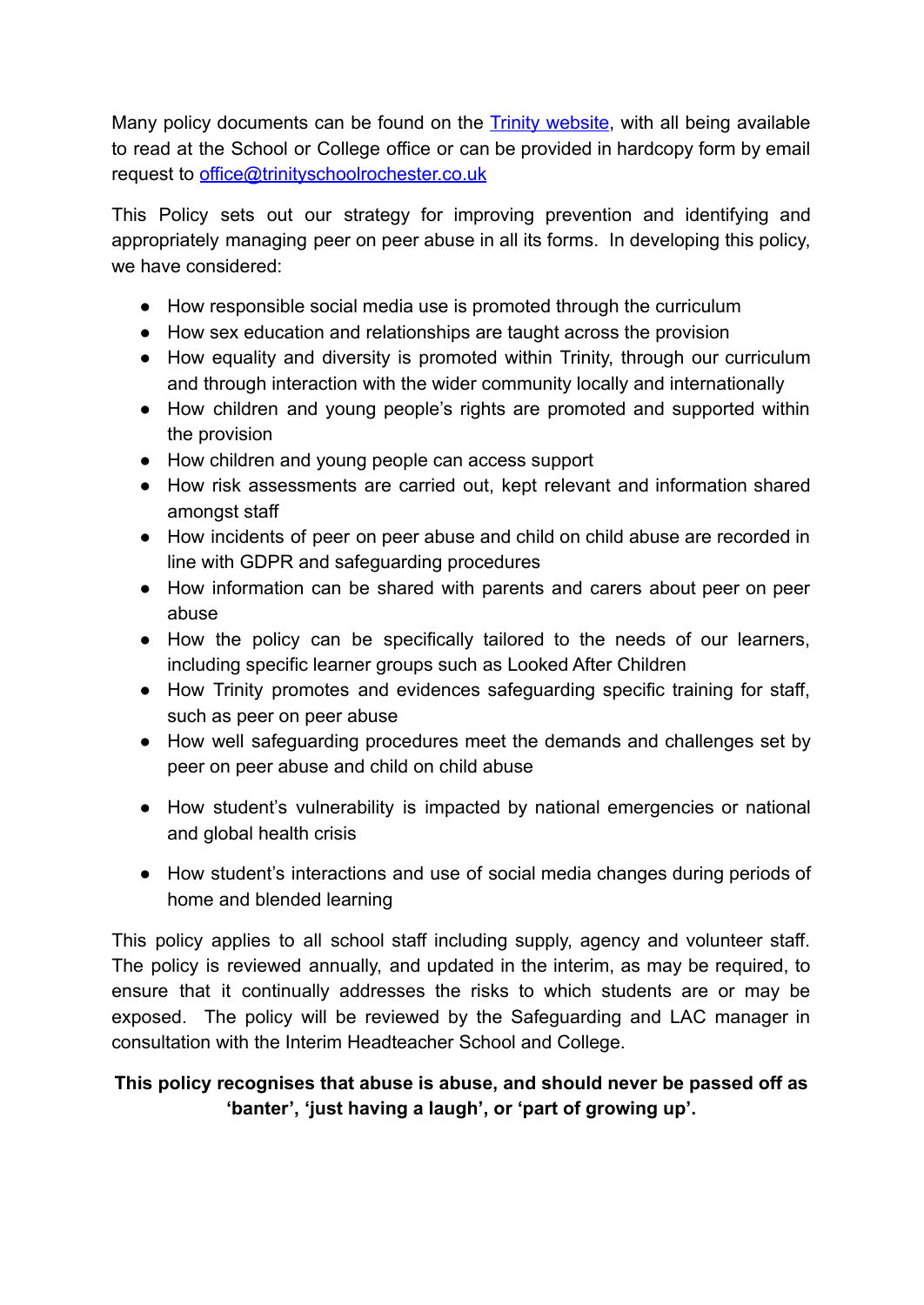Many policy documents can be found on the [Trinity website](), with all being available to read at the School or College office or can be provided in hardcopy form by email request to [office@trinityschoolrochester.co.uk](mailto:office@trinityschoolrochester.co.uk)

This Policy sets out our strategy for improving prevention and identifying and appropriately managing peer on peer abuse in all its forms. In developing this policy, we have considered:

- How responsible social media use is promoted through the curriculum
- How sex education and relationships are taught across the provision
- How equality and diversity is promoted within Trinity, through our curriculum and through interaction with the wider community locally and internationally
- How children and young people's rights are promoted and supported within the provision
- How children and young people can access support
- How risk assessments are carried out, kept relevant and information shared amongst staff
- How incidents of peer on peer abuse and child on child abuse are recorded in line with GDPR and safeguarding procedures
- How information can be shared with parents and carers about peer on peer abuse
- How the policy can be specifically tailored to the needs of our learners, including specific learner groups such as Looked After Children
- How Trinity promotes and evidences safeguarding specific training for staff, such as peer on peer abuse
- How well safeguarding procedures meet the demands and challenges set by peer on peer abuse and child on child abuse
- How student's vulnerability is impacted by national emergencies or national and global health crisis
- How student's interactions and use of social media changes during periods of home and blended learning

This policy applies to all school staff including supply, agency and volunteer staff. The policy is reviewed annually, and updated in the interim, as may be required, to ensure that it continually addresses the risks to which students are or may be exposed. The policy will be reviewed by the Safeguarding and LAC manager in consultation with the Interim Headteacher School and College.

**This policy recognises that abuse is abuse, and should never be passed off as 'banter', 'just having a laugh', or 'part of growing up'.**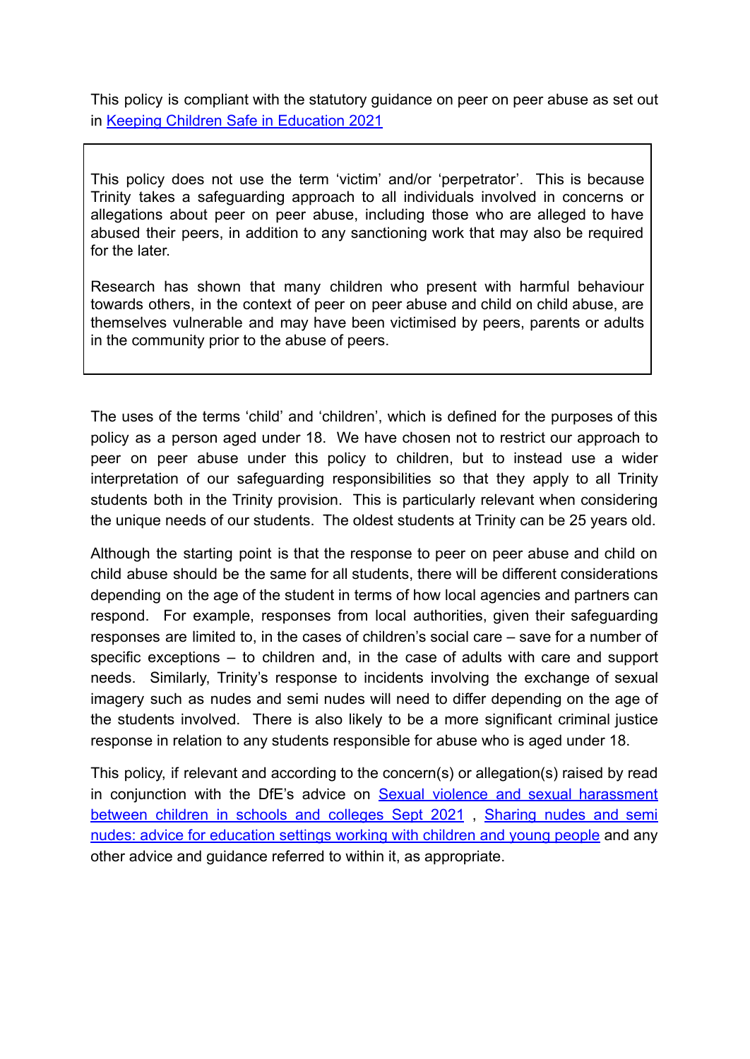This policy is compliant with the statutory guidance on peer on peer abuse as set out in [Keeping Children Safe in Education 2021]

> This policy does not use the term 'victim' and/or 'perpetrator'. This is because Trinity takes a safeguarding approach to all individuals involved in concerns or allegations about peer on peer abuse, including those who are alleged to have abused their peers, in addition to any sanctioning work that may also be required for the later.
>
> Research has shown that many children who present with harmful behaviour towards others, in the context of peer on peer abuse and child on child abuse, are themselves vulnerable and may have been victimised by peers, parents or adults in the community prior to the abuse of peers.

The uses of the terms 'child' and 'children', which is defined for the purposes of this policy as a person aged under 18. We have chosen not to restrict our approach to peer on peer abuse under this policy to children, but to instead use a wider interpretation of our safeguarding responsibilities so that they apply to all Trinity students both in the Trinity provision. This is particularly relevant when considering the unique needs of our students. The oldest students at Trinity can be 25 years old.

Although the starting point is that the response to peer on peer abuse and child on child abuse should be the same for all students, there will be different considerations depending on the age of the student in terms of how local agencies and partners can respond. For example, responses from local authorities, given their safeguarding responses are limited to, in the cases of children's social care – save for a number of specific exceptions – to children and, in the case of adults with care and support needs. Similarly, Trinity's response to incidents involving the exchange of sexual imagery such as nudes and semi nudes will need to differ depending on the age of the students involved. There is also likely to be a more significant criminal justice response in relation to any students responsible for abuse who is aged under 18.

This policy, if relevant and according to the concern(s) or allegation(s) raised by read in conjunction with the DfE's advice on [Sexual violence and sexual harassment between children in schools and colleges Sept 2021] , [Sharing nudes and semi nudes: advice for education settings working with children and young people] and any other advice and guidance referred to within it, as appropriate.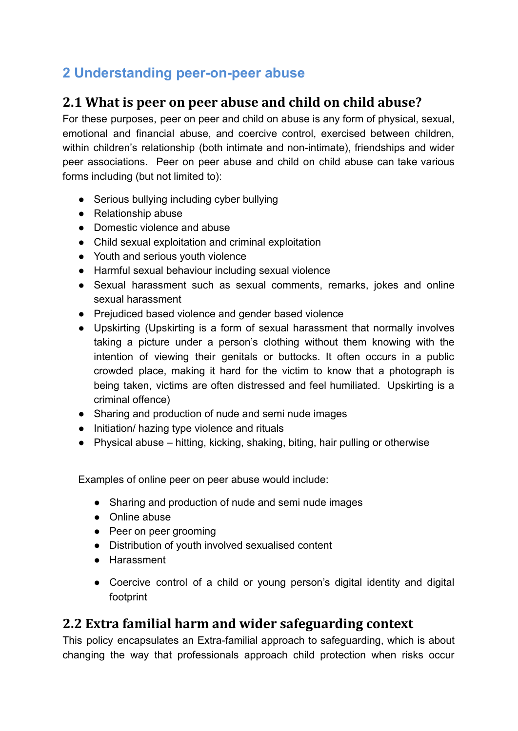## 2 Understanding peer-on-peer abuse

### 2.1 What is peer on peer abuse and child on child abuse?

For these purposes, peer on peer and child on abuse is any form of physical, sexual, emotional and financial abuse, and coercive control, exercised between children, within children's relationship (both intimate and non-intimate), friendships and wider peer associations. Peer on peer abuse and child on child abuse can take various forms including (but not limited to):

- Serious bullying including cyber bullying
- Relationship abuse
- Domestic violence and abuse
- Child sexual exploitation and criminal exploitation
- Youth and serious youth violence
- Harmful sexual behaviour including sexual violence
- Sexual harassment such as sexual comments, remarks, jokes and online sexual harassment
- Prejudiced based violence and gender based violence
- Upskirting (Upskirting is a form of sexual harassment that normally involves taking a picture under a person's clothing without them knowing with the intention of viewing their genitals or buttocks. It often occurs in a public crowded place, making it hard for the victim to know that a photograph is being taken, victims are often distressed and feel humiliated. Upskirting is a criminal offence)
- Sharing and production of nude and semi nude images
- Initiation/ hazing type violence and rituals
- Physical abuse – hitting, kicking, shaking, biting, hair pulling or otherwise

Examples of online peer on peer abuse would include:

- Sharing and production of nude and semi nude images
- Online abuse
- Peer on peer grooming
- Distribution of youth involved sexualised content
- Harassment
- Coercive control of a child or young person's digital identity and digital footprint

### 2.2 Extra familial harm and wider safeguarding context

This policy encapsulates an Extra-familial approach to safeguarding, which is about changing the way that professionals approach child protection when risks occur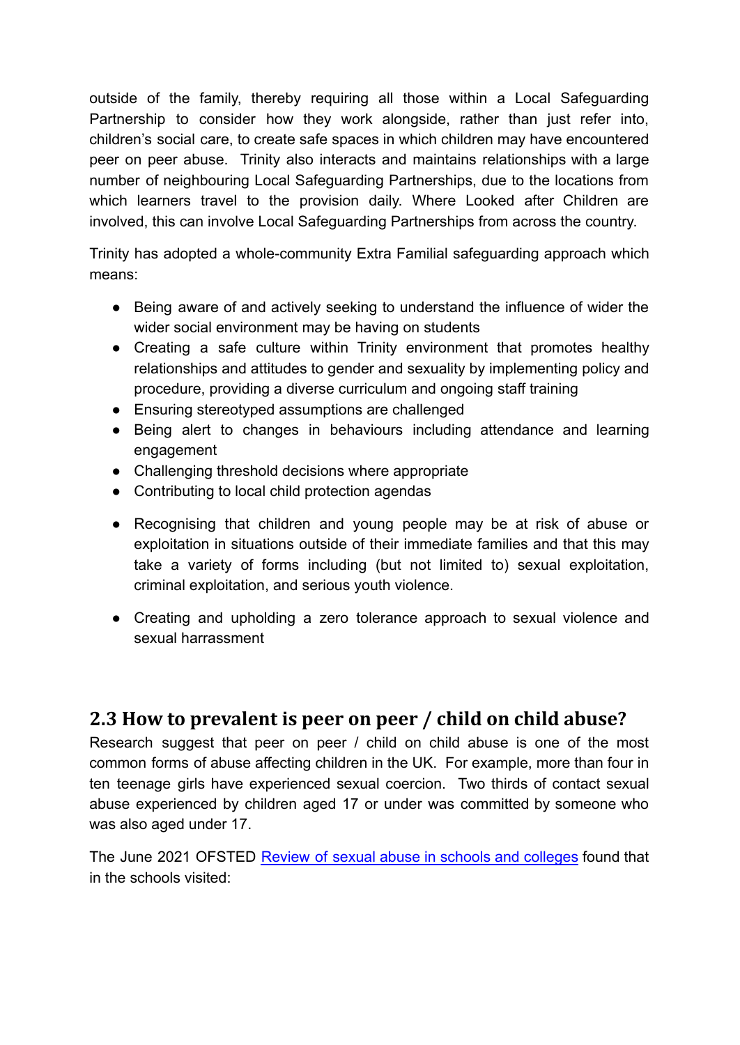outside of the family, thereby requiring all those within a Local Safeguarding Partnership to consider how they work alongside, rather than just refer into, children's social care, to create safe spaces in which children may have encountered peer on peer abuse. Trinity also interacts and maintains relationships with a large number of neighbouring Local Safeguarding Partnerships, due to the locations from which learners travel to the provision daily. Where Looked after Children are involved, this can involve Local Safeguarding Partnerships from across the country.

Trinity has adopted a whole-community Extra Familial safeguarding approach which means:

- Being aware of and actively seeking to understand the influence of wider the wider social environment may be having on students
- Creating a safe culture within Trinity environment that promotes healthy relationships and attitudes to gender and sexuality by implementing policy and procedure, providing a diverse curriculum and ongoing staff training
- Ensuring stereotyped assumptions are challenged
- Being alert to changes in behaviours including attendance and learning engagement
- Challenging threshold decisions where appropriate
- Contributing to local child protection agendas
- Recognising that children and young people may be at risk of abuse or exploitation in situations outside of their immediate families and that this may take a variety of forms including (but not limited to) sexual exploitation, criminal exploitation, and serious youth violence.
- Creating and upholding a zero tolerance approach to sexual violence and sexual harrassment

## 2.3 How to prevalent is peer on peer / child on child abuse?

Research suggest that peer on peer / child on child abuse is one of the most common forms of abuse affecting children in the UK. For example, more than four in ten teenage girls have experienced sexual coercion. Two thirds of contact sexual abuse experienced by children aged 17 or under was committed by someone who was also aged under 17.

The June 2021 OFSTED [Review of sexual abuse in schools and colleges] found that in the schools visited: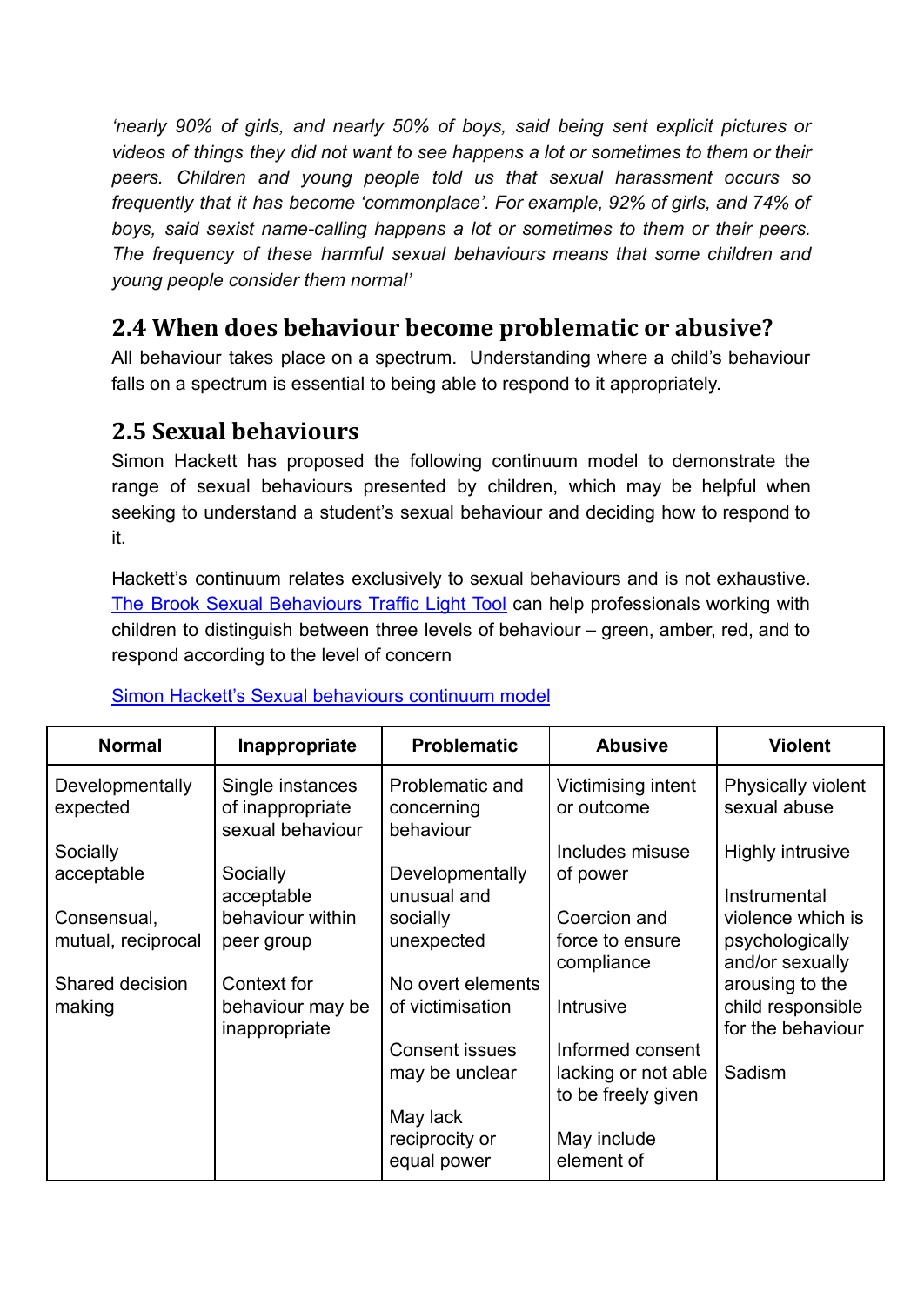*'nearly 90% of girls, and nearly 50% of boys, said being sent explicit pictures or videos of things they did not want to see happens a lot or sometimes to them or their peers. Children and young people told us that sexual harassment occurs so frequently that it has become 'commonplace'. For example, 92% of girls, and 74% of boys, said sexist name-calling happens a lot or sometimes to them or their peers. The frequency of these harmful sexual behaviours means that some children and young people consider them normal'*

## 2.4 When does behaviour become problematic or abusive?

All behaviour takes place on a spectrum. Understanding where a child's behaviour falls on a spectrum is essential to being able to respond to it appropriately.

## 2.5 Sexual behaviours

Simon Hackett has proposed the following continuum model to demonstrate the range of sexual behaviours presented by children, which may be helpful when seeking to understand a student's sexual behaviour and deciding how to respond to it.

Hackett's continuum relates exclusively to sexual behaviours and is not exhaustive. [The Brook Sexual Behaviours Traffic Light Tool] can help professionals working with children to distinguish between three levels of behaviour – green, amber, red, and to respond according to the level of concern

[Simon Hackett's Sexual behaviours continuum model]

| Normal | Inappropriate | Problematic | Abusive | Violent |
|---|---|---|---|---|
| Developmentally expected<br><br>Socially acceptable<br><br>Consensual, mutual, reciprocal<br><br>Shared decision making | Single instances of inappropriate sexual behaviour<br><br>Socially acceptable behaviour within peer group<br><br>Context for behaviour may be inappropriate | Problematic and concerning behaviour<br><br>Developmentally unusual and socially unexpected<br><br>No overt elements of victimisation<br><br>Consent issues may be unclear<br><br>May lack reciprocity or equal power | Victimising intent or outcome<br><br>Includes misuse of power<br><br>Coercion and force to ensure compliance<br><br>Intrusive<br><br>Informed consent lacking or not able to be freely given<br><br>May include element of | Physically violent sexual abuse<br><br>Highly intrusive<br><br>Instrumental violence which is psychologically and/or sexually arousing to the child responsible for the behaviour<br><br>Sadism |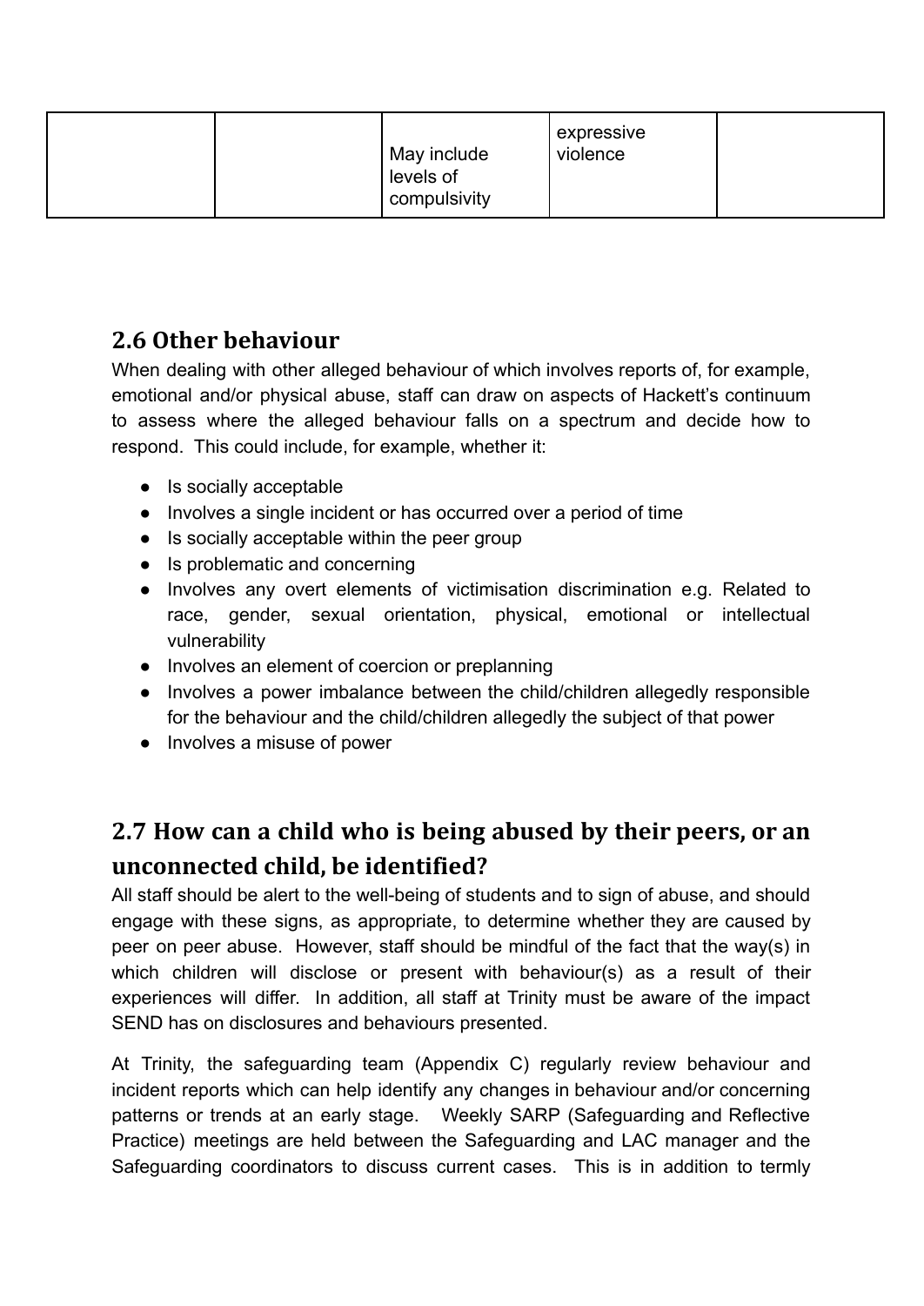| | | May include levels of compulsivity | expressive violence | |
|---|---|---|---|---|

## 2.6 Other behaviour

When dealing with other alleged behaviour of which involves reports of, for example, emotional and/or physical abuse, staff can draw on aspects of Hackett's continuum to assess where the alleged behaviour falls on a spectrum and decide how to respond. This could include, for example, whether it:

- Is socially acceptable
- Involves a single incident or has occurred over a period of time
- Is socially acceptable within the peer group
- Is problematic and concerning
- Involves any overt elements of victimisation discrimination e.g. Related to race, gender, sexual orientation, physical, emotional or intellectual vulnerability
- Involves an element of coercion or preplanning
- Involves a power imbalance between the child/children allegedly responsible for the behaviour and the child/children allegedly the subject of that power
- Involves a misuse of power

## 2.7 How can a child who is being abused by their peers, or an unconnected child, be identified?

All staff should be alert to the well-being of students and to sign of abuse, and should engage with these signs, as appropriate, to determine whether they are caused by peer on peer abuse. However, staff should be mindful of the fact that the way(s) in which children will disclose or present with behaviour(s) as a result of their experiences will differ. In addition, all staff at Trinity must be aware of the impact SEND has on disclosures and behaviours presented.

At Trinity, the safeguarding team (Appendix C) regularly review behaviour and incident reports which can help identify any changes in behaviour and/or concerning patterns or trends at an early stage. Weekly SARP (Safeguarding and Reflective Practice) meetings are held between the Safeguarding and LAC manager and the Safeguarding coordinators to discuss current cases. This is in addition to termly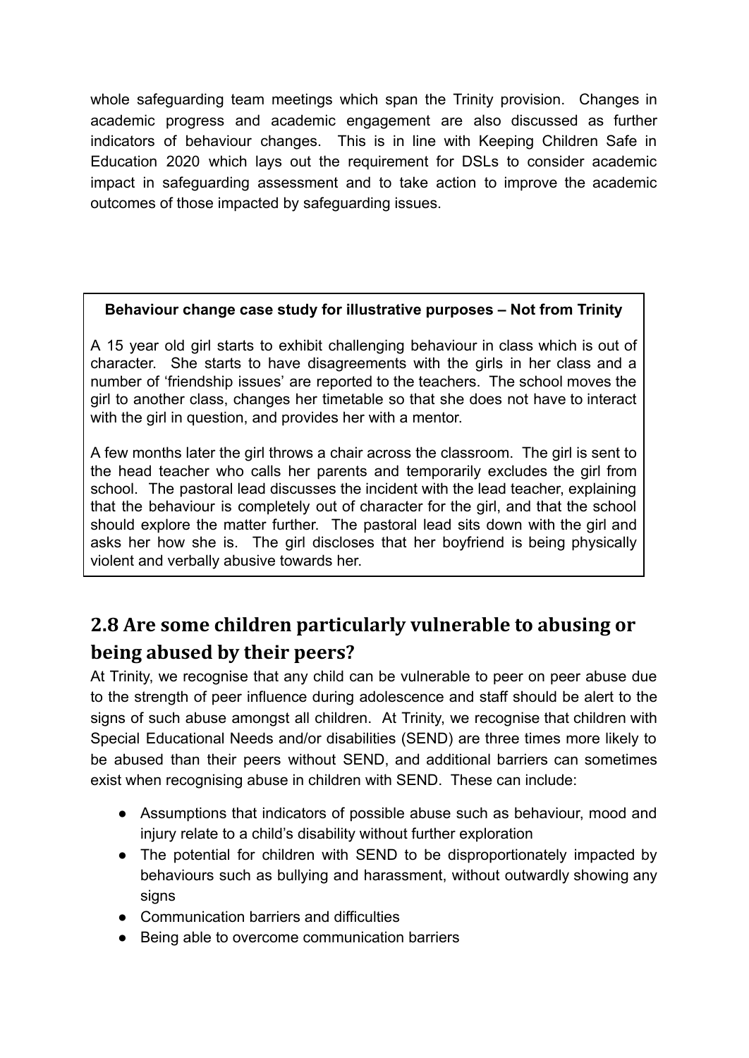whole safeguarding team meetings which span the Trinity provision. Changes in academic progress and academic engagement are also discussed as further indicators of behaviour changes. This is in line with Keeping Children Safe in Education 2020 which lays out the requirement for DSLs to consider academic impact in safeguarding assessment and to take action to improve the academic outcomes of those impacted by safeguarding issues.

> **Behaviour change case study for illustrative purposes – Not from Trinity**
>
> A 15 year old girl starts to exhibit challenging behaviour in class which is out of character. She starts to have disagreements with the girls in her class and a number of 'friendship issues' are reported to the teachers. The school moves the girl to another class, changes her timetable so that she does not have to interact with the girl in question, and provides her with a mentor.
>
> A few months later the girl throws a chair across the classroom. The girl is sent to the head teacher who calls her parents and temporarily excludes the girl from school. The pastoral lead discusses the incident with the lead teacher, explaining that the behaviour is completely out of character for the girl, and that the school should explore the matter further. The pastoral lead sits down with the girl and asks her how she is. The girl discloses that her boyfriend is being physically violent and verbally abusive towards her.

## 2.8 Are some children particularly vulnerable to abusing or being abused by their peers?

At Trinity, we recognise that any child can be vulnerable to peer on peer abuse due to the strength of peer influence during adolescence and staff should be alert to the signs of such abuse amongst all children. At Trinity, we recognise that children with Special Educational Needs and/or disabilities (SEND) are three times more likely to be abused than their peers without SEND, and additional barriers can sometimes exist when recognising abuse in children with SEND. These can include:

- Assumptions that indicators of possible abuse such as behaviour, mood and injury relate to a child's disability without further exploration
- The potential for children with SEND to be disproportionately impacted by behaviours such as bullying and harassment, without outwardly showing any signs
- Communication barriers and difficulties
- Being able to overcome communication barriers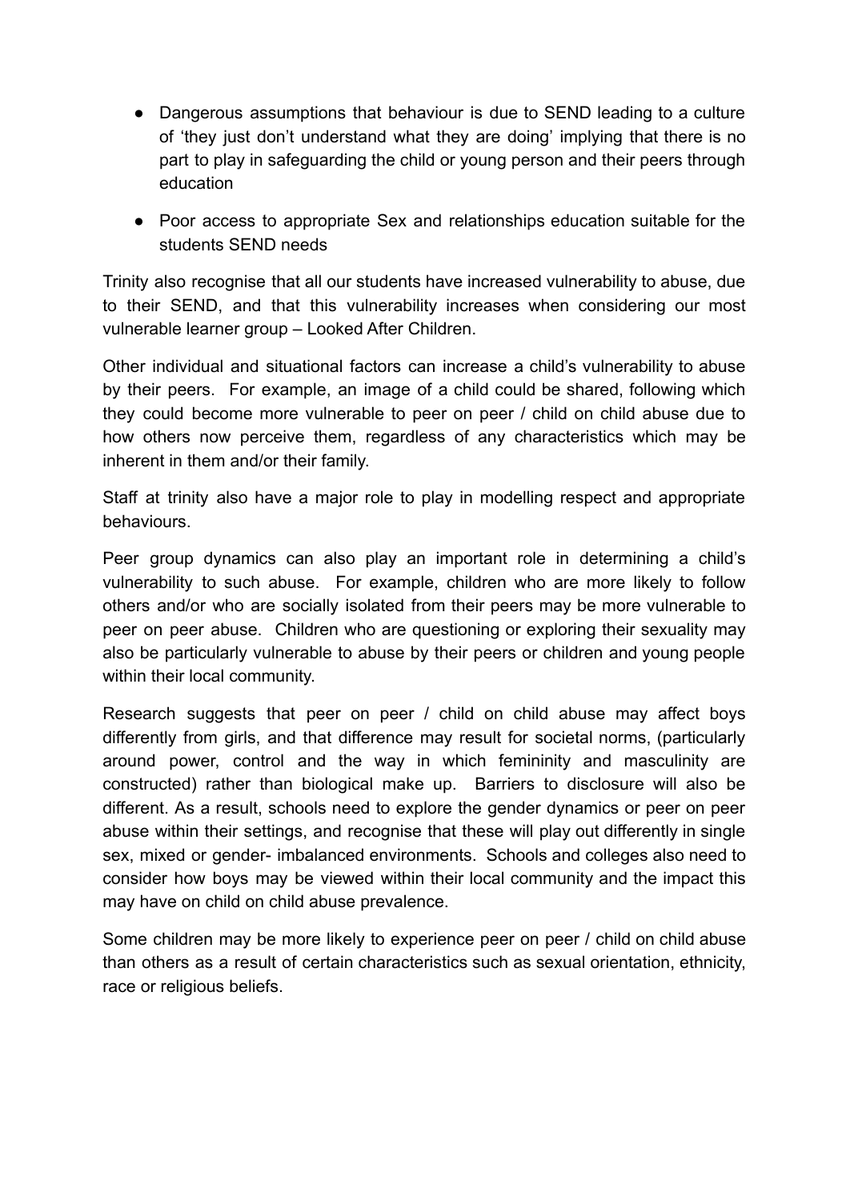- Dangerous assumptions that behaviour is due to SEND leading to a culture of 'they just don't understand what they are doing' implying that there is no part to play in safeguarding the child or young person and their peers through education
- Poor access to appropriate Sex and relationships education suitable for the students SEND needs

Trinity also recognise that all our students have increased vulnerability to abuse, due to their SEND, and that this vulnerability increases when considering our most vulnerable learner group – Looked After Children.

Other individual and situational factors can increase a child's vulnerability to abuse by their peers. For example, an image of a child could be shared, following which they could become more vulnerable to peer on peer / child on child abuse due to how others now perceive them, regardless of any characteristics which may be inherent in them and/or their family.

Staff at trinity also have a major role to play in modelling respect and appropriate behaviours.

Peer group dynamics can also play an important role in determining a child's vulnerability to such abuse. For example, children who are more likely to follow others and/or who are socially isolated from their peers may be more vulnerable to peer on peer abuse. Children who are questioning or exploring their sexuality may also be particularly vulnerable to abuse by their peers or children and young people within their local community.

Research suggests that peer on peer / child on child abuse may affect boys differently from girls, and that difference may result for societal norms, (particularly around power, control and the way in which femininity and masculinity are constructed) rather than biological make up. Barriers to disclosure will also be different. As a result, schools need to explore the gender dynamics or peer on peer abuse within their settings, and recognise that these will play out differently in single sex, mixed or gender- imbalanced environments. Schools and colleges also need to consider how boys may be viewed within their local community and the impact this may have on child on child abuse prevalence.

Some children may be more likely to experience peer on peer / child on child abuse than others as a result of certain characteristics such as sexual orientation, ethnicity, race or religious beliefs.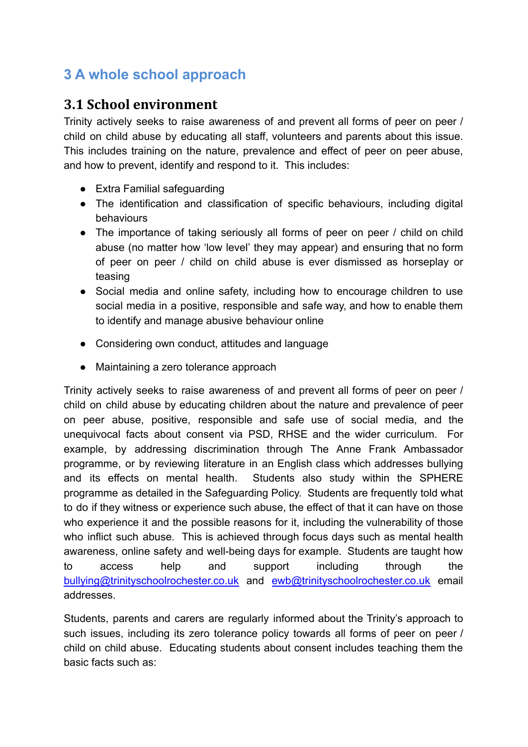## 3 A whole school approach

### 3.1 School environment

Trinity actively seeks to raise awareness of and prevent all forms of peer on peer / child on child abuse by educating all staff, volunteers and parents about this issue. This includes training on the nature, prevalence and effect of peer on peer abuse, and how to prevent, identify and respond to it. This includes:

- Extra Familial safeguarding
- The identification and classification of specific behaviours, including digital behaviours
- The importance of taking seriously all forms of peer on peer / child on child abuse (no matter how 'low level' they may appear) and ensuring that no form of peer on peer / child on child abuse is ever dismissed as horseplay or teasing
- Social media and online safety, including how to encourage children to use social media in a positive, responsible and safe way, and how to enable them to identify and manage abusive behaviour online
- Considering own conduct, attitudes and language
- Maintaining a zero tolerance approach

Trinity actively seeks to raise awareness of and prevent all forms of peer on peer / child on child abuse by educating children about the nature and prevalence of peer on peer abuse, positive, responsible and safe use of social media, and the unequivocal facts about consent via PSD, RHSE and the wider curriculum. For example, by addressing discrimination through The Anne Frank Ambassador programme, or by reviewing literature in an English class which addresses bullying and its effects on mental health. Students also study within the SPHERE programme as detailed in the Safeguarding Policy. Students are frequently told what to do if they witness or experience such abuse, the effect of that it can have on those who experience it and the possible reasons for it, including the vulnerability of those who inflict such abuse. This is achieved through focus days such as mental health awareness, online safety and well-being days for example. Students are taught how to access help and support including through the bullying@trinityschoolrochester.co.uk and ewb@trinityschoolrochester.co.uk email addresses.

Students, parents and carers are regularly informed about the Trinity's approach to such issues, including its zero tolerance policy towards all forms of peer on peer / child on child abuse. Educating students about consent includes teaching them the basic facts such as: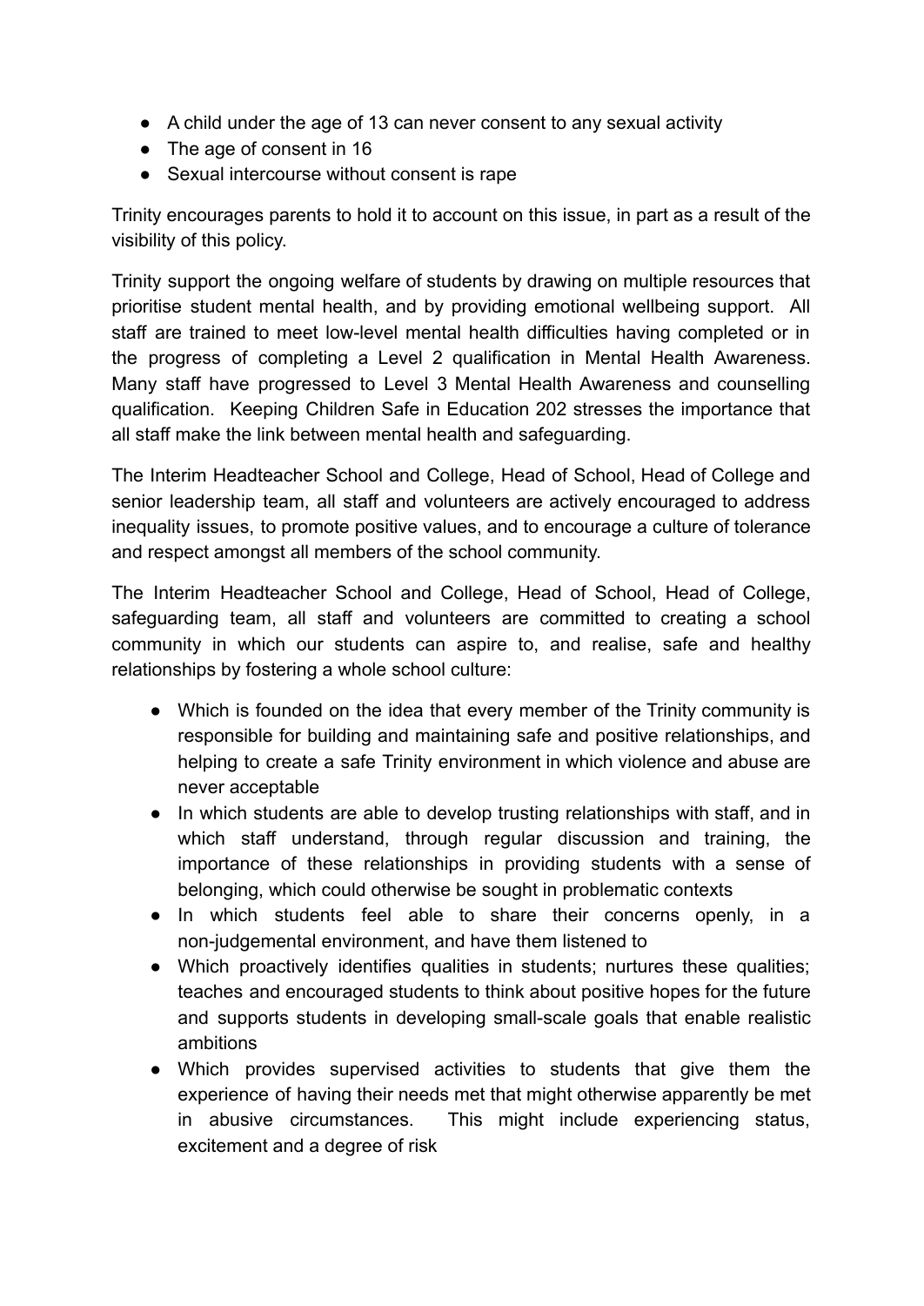- A child under the age of 13 can never consent to any sexual activity
- The age of consent in 16
- Sexual intercourse without consent is rape

Trinity encourages parents to hold it to account on this issue, in part as a result of the visibility of this policy.

Trinity support the ongoing welfare of students by drawing on multiple resources that prioritise student mental health, and by providing emotional wellbeing support. All staff are trained to meet low-level mental health difficulties having completed or in the progress of completing a Level 2 qualification in Mental Health Awareness. Many staff have progressed to Level 3 Mental Health Awareness and counselling qualification. Keeping Children Safe in Education 202 stresses the importance that all staff make the link between mental health and safeguarding.

The Interim Headteacher School and College, Head of School, Head of College and senior leadership team, all staff and volunteers are actively encouraged to address inequality issues, to promote positive values, and to encourage a culture of tolerance and respect amongst all members of the school community.

The Interim Headteacher School and College, Head of School, Head of College, safeguarding team, all staff and volunteers are committed to creating a school community in which our students can aspire to, and realise, safe and healthy relationships by fostering a whole school culture:

- Which is founded on the idea that every member of the Trinity community is responsible for building and maintaining safe and positive relationships, and helping to create a safe Trinity environment in which violence and abuse are never acceptable
- In which students are able to develop trusting relationships with staff, and in which staff understand, through regular discussion and training, the importance of these relationships in providing students with a sense of belonging, which could otherwise be sought in problematic contexts
- In which students feel able to share their concerns openly, in a non-judgemental environment, and have them listened to
- Which proactively identifies qualities in students; nurtures these qualities; teaches and encouraged students to think about positive hopes for the future and supports students in developing small-scale goals that enable realistic ambitions
- Which provides supervised activities to students that give them the experience of having their needs met that might otherwise apparently be met in abusive circumstances. This might include experiencing status, excitement and a degree of risk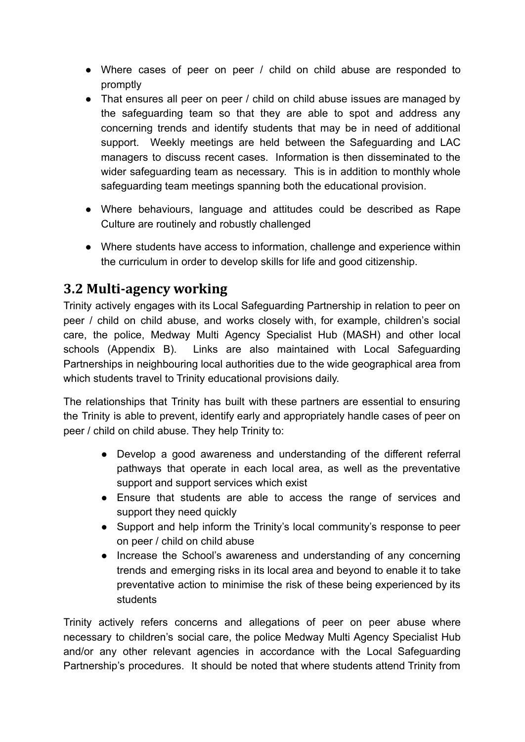- Where cases of peer on peer / child on child abuse are responded to promptly
- That ensures all peer on peer / child on child abuse issues are managed by the safeguarding team so that they are able to spot and address any concerning trends and identify students that may be in need of additional support. Weekly meetings are held between the Safeguarding and LAC managers to discuss recent cases. Information is then disseminated to the wider safeguarding team as necessary. This is in addition to monthly whole safeguarding team meetings spanning both the educational provision.
- Where behaviours, language and attitudes could be described as Rape Culture are routinely and robustly challenged
- Where students have access to information, challenge and experience within the curriculum in order to develop skills for life and good citizenship.

## 3.2 Multi-agency working

Trinity actively engages with its Local Safeguarding Partnership in relation to peer on peer / child on child abuse, and works closely with, for example, children's social care, the police, Medway Multi Agency Specialist Hub (MASH) and other local schools (Appendix B). Links are also maintained with Local Safeguarding Partnerships in neighbouring local authorities due to the wide geographical area from which students travel to Trinity educational provisions daily.

The relationships that Trinity has built with these partners are essential to ensuring the Trinity is able to prevent, identify early and appropriately handle cases of peer on peer / child on child abuse. They help Trinity to:

- Develop a good awareness and understanding of the different referral pathways that operate in each local area, as well as the preventative support and support services which exist
- Ensure that students are able to access the range of services and support they need quickly
- Support and help inform the Trinity's local community's response to peer on peer / child on child abuse
- Increase the School's awareness and understanding of any concerning trends and emerging risks in its local area and beyond to enable it to take preventative action to minimise the risk of these being experienced by its students

Trinity actively refers concerns and allegations of peer on peer abuse where necessary to children's social care, the police Medway Multi Agency Specialist Hub and/or any other relevant agencies in accordance with the Local Safeguarding Partnership's procedures. It should be noted that where students attend Trinity from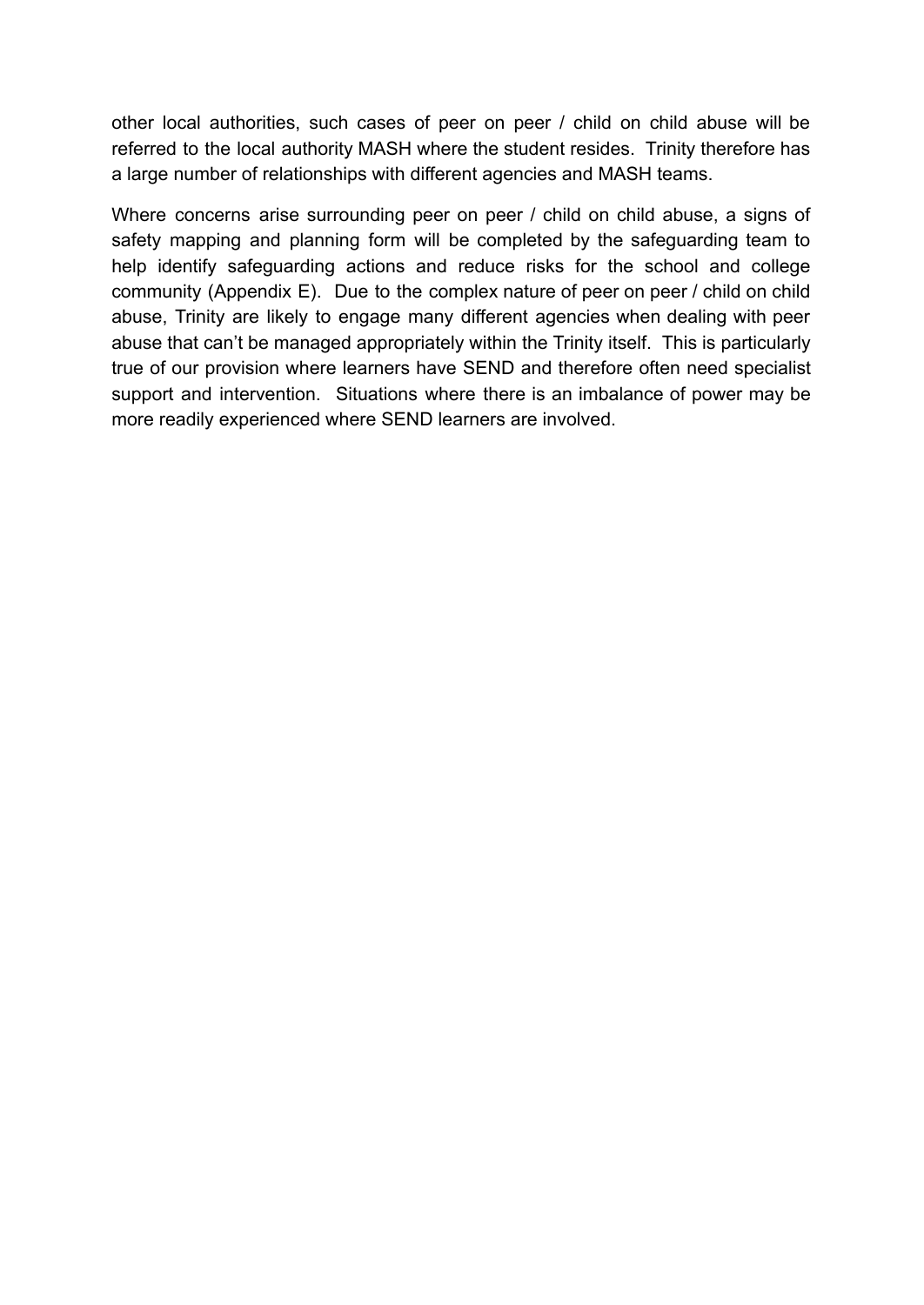other local authorities, such cases of peer on peer / child on child abuse will be referred to the local authority MASH where the student resides. Trinity therefore has a large number of relationships with different agencies and MASH teams.

Where concerns arise surrounding peer on peer / child on child abuse, a signs of safety mapping and planning form will be completed by the safeguarding team to help identify safeguarding actions and reduce risks for the school and college community (Appendix E). Due to the complex nature of peer on peer / child on child abuse, Trinity are likely to engage many different agencies when dealing with peer abuse that can't be managed appropriately within the Trinity itself. This is particularly true of our provision where learners have SEND and therefore often need specialist support and intervention. Situations where there is an imbalance of power may be more readily experienced where SEND learners are involved.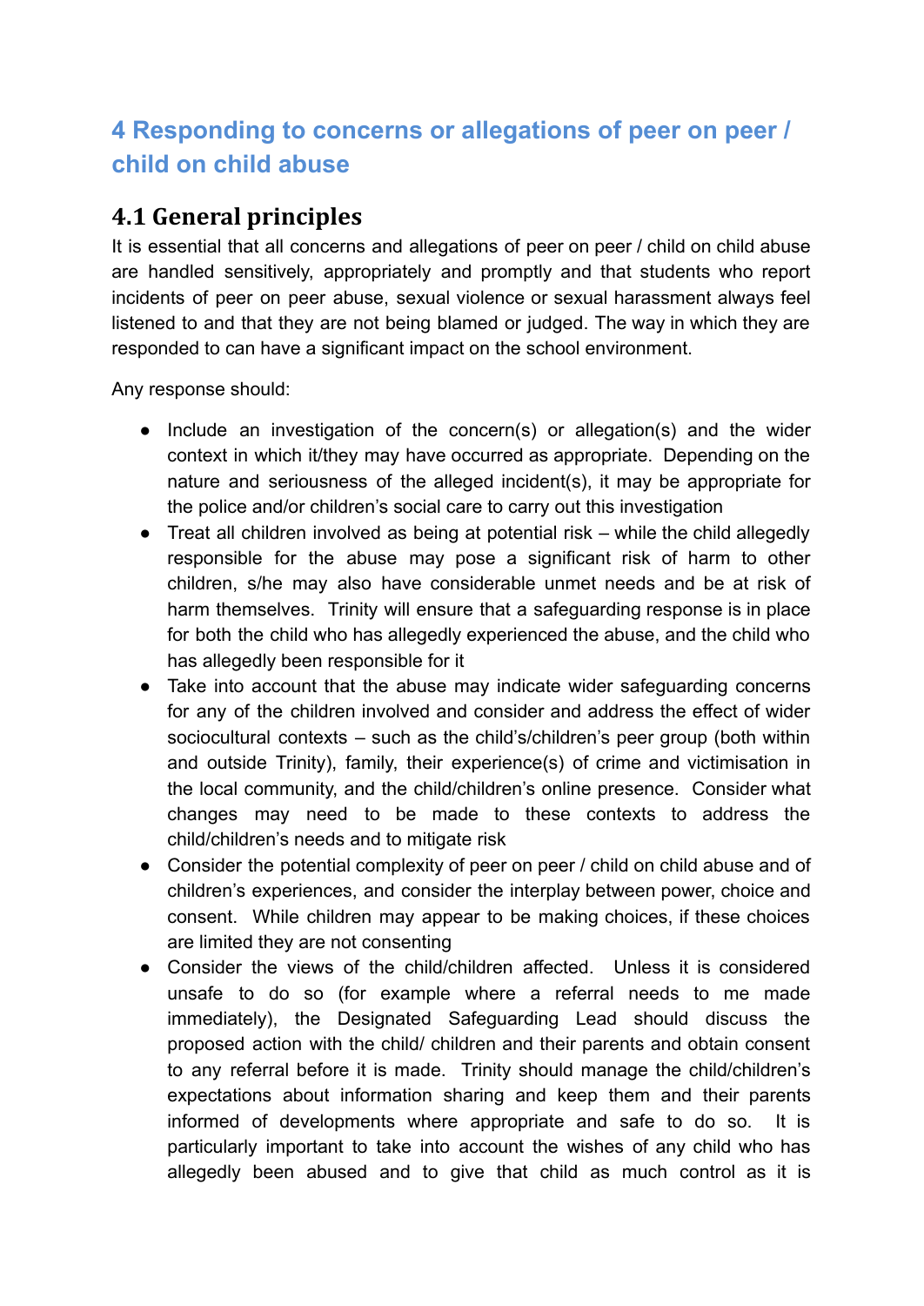# 4 Responding to concerns or allegations of peer on peer / child on child abuse

## 4.1 General principles

It is essential that all concerns and allegations of peer on peer / child on child abuse are handled sensitively, appropriately and promptly and that students who report incidents of peer on peer abuse, sexual violence or sexual harassment always feel listened to and that they are not being blamed or judged. The way in which they are responded to can have a significant impact on the school environment.

Any response should:

- Include an investigation of the concern(s) or allegation(s) and the wider context in which it/they may have occurred as appropriate. Depending on the nature and seriousness of the alleged incident(s), it may be appropriate for the police and/or children's social care to carry out this investigation
- Treat all children involved as being at potential risk – while the child allegedly responsible for the abuse may pose a significant risk of harm to other children, s/he may also have considerable unmet needs and be at risk of harm themselves. Trinity will ensure that a safeguarding response is in place for both the child who has allegedly experienced the abuse, and the child who has allegedly been responsible for it
- Take into account that the abuse may indicate wider safeguarding concerns for any of the children involved and consider and address the effect of wider sociocultural contexts – such as the child's/children's peer group (both within and outside Trinity), family, their experience(s) of crime and victimisation in the local community, and the child/children's online presence. Consider what changes may need to be made to these contexts to address the child/children's needs and to mitigate risk
- Consider the potential complexity of peer on peer / child on child abuse and of children's experiences, and consider the interplay between power, choice and consent. While children may appear to be making choices, if these choices are limited they are not consenting
- Consider the views of the child/children affected. Unless it is considered unsafe to do so (for example where a referral needs to me made immediately), the Designated Safeguarding Lead should discuss the proposed action with the child/ children and their parents and obtain consent to any referral before it is made. Trinity should manage the child/children's expectations about information sharing and keep them and their parents informed of developments where appropriate and safe to do so. It is particularly important to take into account the wishes of any child who has allegedly been abused and to give that child as much control as it is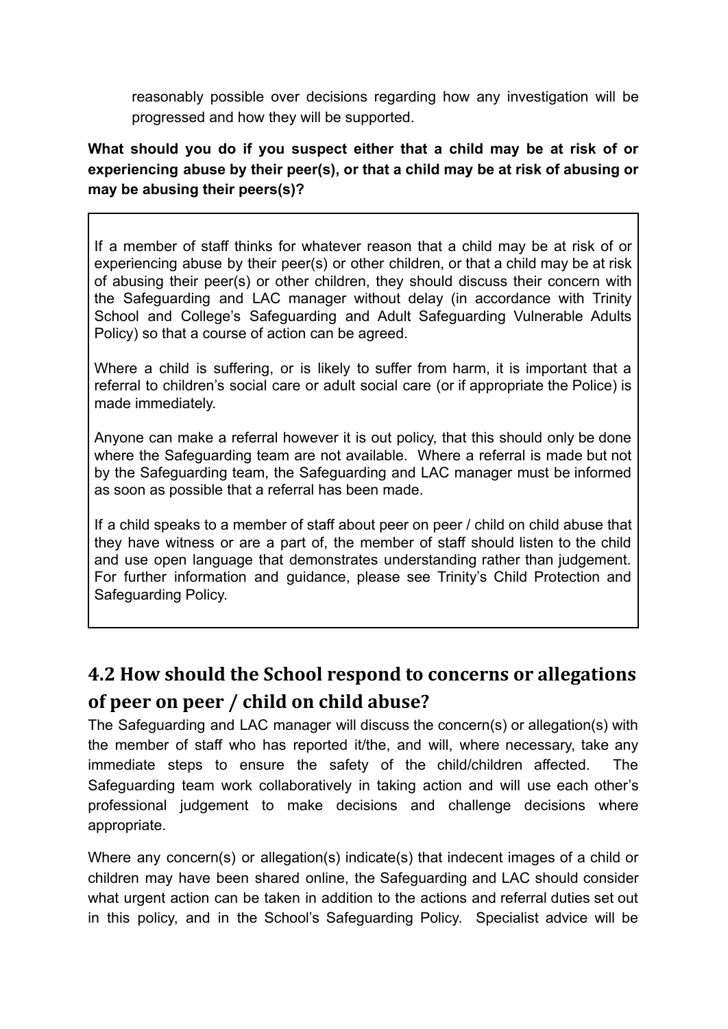reasonably possible over decisions regarding how any investigation will be progressed and how they will be supported.

**What should you do if you suspect either that a child may be at risk of or experiencing abuse by their peer(s), or that a child may be at risk of abusing or may be abusing their peers(s)?**

If a member of staff thinks for whatever reason that a child may be at risk of or experiencing abuse by their peer(s) or other children, or that a child may be at risk of abusing their peer(s) or other children, they should discuss their concern with the Safeguarding and LAC manager without delay (in accordance with Trinity School and College's Safeguarding and Adult Safeguarding Vulnerable Adults Policy) so that a course of action can be agreed.

Where a child is suffering, or is likely to suffer from harm, it is important that a referral to children's social care or adult social care (or if appropriate the Police) is made immediately.

Anyone can make a referral however it is out policy, that this should only be done where the Safeguarding team are not available. Where a referral is made but not by the Safeguarding team, the Safeguarding and LAC manager must be informed as soon as possible that a referral has been made.

If a child speaks to a member of staff about peer on peer / child on child abuse that they have witness or are a part of, the member of staff should listen to the child and use open language that demonstrates understanding rather than judgement. For further information and guidance, please see Trinity's Child Protection and Safeguarding Policy.

## 4.2 How should the School respond to concerns or allegations of peer on peer / child on child abuse?

The Safeguarding and LAC manager will discuss the concern(s) or allegation(s) with the member of staff who has reported it/the, and will, where necessary, take any immediate steps to ensure the safety of the child/children affected. The Safeguarding team work collaboratively in taking action and will use each other's professional judgement to make decisions and challenge decisions where appropriate.

Where any concern(s) or allegation(s) indicate(s) that indecent images of a child or children may have been shared online, the Safeguarding and LAC should consider what urgent action can be taken in addition to the actions and referral duties set out in this policy, and in the School's Safeguarding Policy. Specialist advice will be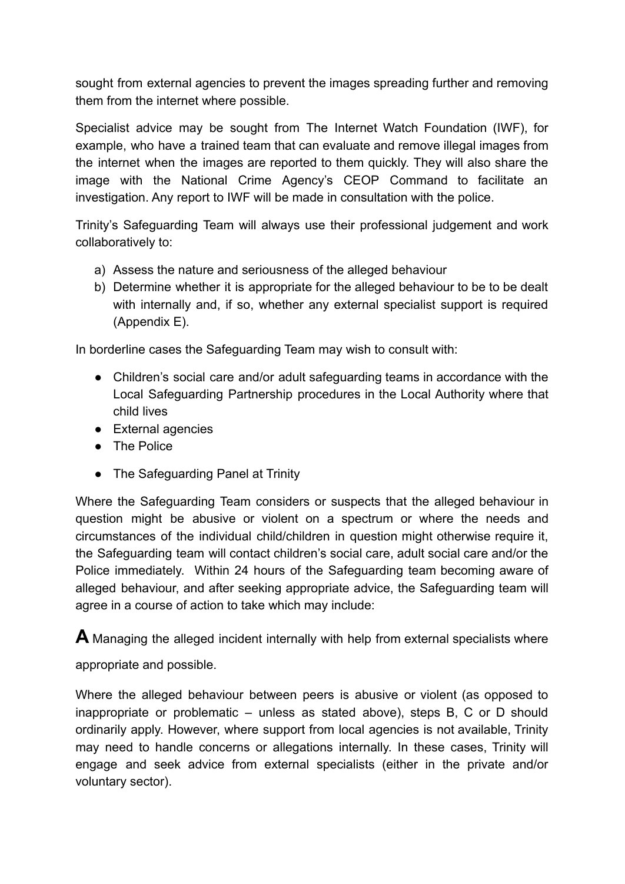sought from external agencies to prevent the images spreading further and removing them from the internet where possible.

Specialist advice may be sought from The Internet Watch Foundation (IWF), for example, who have a trained team that can evaluate and remove illegal images from the internet when the images are reported to them quickly. They will also share the image with the National Crime Agency's CEOP Command to facilitate an investigation. Any report to IWF will be made in consultation with the police.

Trinity's Safeguarding Team will always use their professional judgement and work collaboratively to:

a) Assess the nature and seriousness of the alleged behaviour
b) Determine whether it is appropriate for the alleged behaviour to be to be dealt with internally and, if so, whether any external specialist support is required (Appendix E).

In borderline cases the Safeguarding Team may wish to consult with:

- Children's social care and/or adult safeguarding teams in accordance with the Local Safeguarding Partnership procedures in the Local Authority where that child lives
- External agencies
- The Police
- The Safeguarding Panel at Trinity

Where the Safeguarding Team considers or suspects that the alleged behaviour in question might be abusive or violent on a spectrum or where the needs and circumstances of the individual child/children in question might otherwise require it, the Safeguarding team will contact children's social care, adult social care and/or the Police immediately. Within 24 hours of the Safeguarding team becoming aware of alleged behaviour, and after seeking appropriate advice, the Safeguarding team will agree in a course of action to take which may include:

**A** Managing the alleged incident internally with help from external specialists where appropriate and possible.

Where the alleged behaviour between peers is abusive or violent (as opposed to inappropriate or problematic – unless as stated above), steps B, C or D should ordinarily apply. However, where support from local agencies is not available, Trinity may need to handle concerns or allegations internally. In these cases, Trinity will engage and seek advice from external specialists (either in the private and/or voluntary sector).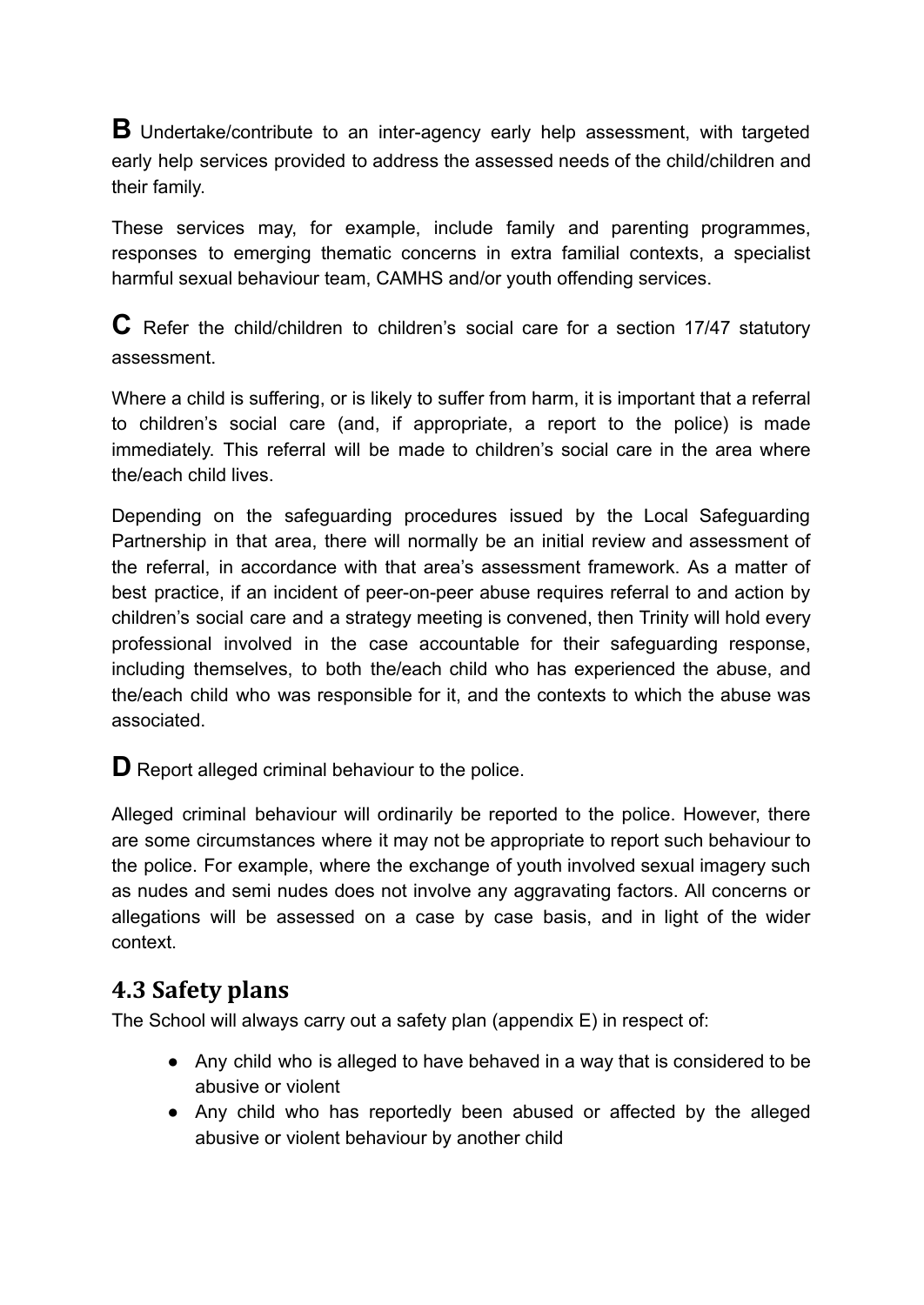**B** Undertake/contribute to an inter-agency early help assessment, with targeted early help services provided to address the assessed needs of the child/children and their family.

These services may, for example, include family and parenting programmes, responses to emerging thematic concerns in extra familial contexts, a specialist harmful sexual behaviour team, CAMHS and/or youth offending services.

**C** Refer the child/children to children's social care for a section 17/47 statutory assessment.

Where a child is suffering, or is likely to suffer from harm, it is important that a referral to children's social care (and, if appropriate, a report to the police) is made immediately. This referral will be made to children's social care in the area where the/each child lives.

Depending on the safeguarding procedures issued by the Local Safeguarding Partnership in that area, there will normally be an initial review and assessment of the referral, in accordance with that area's assessment framework. As a matter of best practice, if an incident of peer-on-peer abuse requires referral to and action by children's social care and a strategy meeting is convened, then Trinity will hold every professional involved in the case accountable for their safeguarding response, including themselves, to both the/each child who has experienced the abuse, and the/each child who was responsible for it, and the contexts to which the abuse was associated.

**D** Report alleged criminal behaviour to the police.

Alleged criminal behaviour will ordinarily be reported to the police. However, there are some circumstances where it may not be appropriate to report such behaviour to the police. For example, where the exchange of youth involved sexual imagery such as nudes and semi nudes does not involve any aggravating factors. All concerns or allegations will be assessed on a case by case basis, and in light of the wider context.

## 4.3 Safety plans

The School will always carry out a safety plan (appendix E) in respect of:

- Any child who is alleged to have behaved in a way that is considered to be abusive or violent
- Any child who has reportedly been abused or affected by the alleged abusive or violent behaviour by another child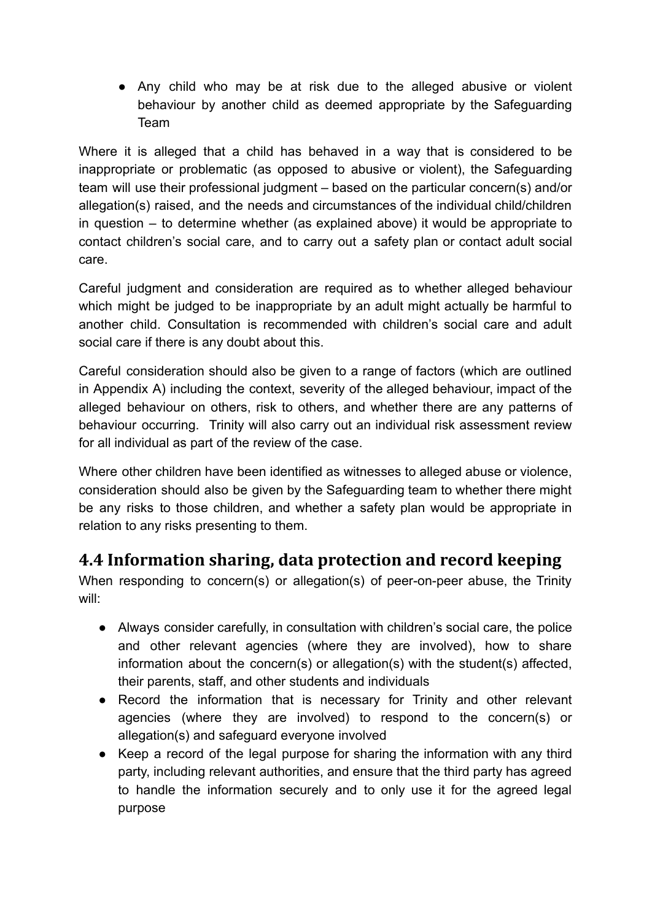- Any child who may be at risk due to the alleged abusive or violent behaviour by another child as deemed appropriate by the Safeguarding Team

Where it is alleged that a child has behaved in a way that is considered to be inappropriate or problematic (as opposed to abusive or violent), the Safeguarding team will use their professional judgment – based on the particular concern(s) and/or allegation(s) raised, and the needs and circumstances of the individual child/children in question – to determine whether (as explained above) it would be appropriate to contact children's social care, and to carry out a safety plan or contact adult social care.

Careful judgment and consideration are required as to whether alleged behaviour which might be judged to be inappropriate by an adult might actually be harmful to another child. Consultation is recommended with children's social care and adult social care if there is any doubt about this.

Careful consideration should also be given to a range of factors (which are outlined in Appendix A) including the context, severity of the alleged behaviour, impact of the alleged behaviour on others, risk to others, and whether there are any patterns of behaviour occurring. Trinity will also carry out an individual risk assessment review for all individual as part of the review of the case.

Where other children have been identified as witnesses to alleged abuse or violence, consideration should also be given by the Safeguarding team to whether there might be any risks to those children, and whether a safety plan would be appropriate in relation to any risks presenting to them.

## 4.4 Information sharing, data protection and record keeping

When responding to concern(s) or allegation(s) of peer-on-peer abuse, the Trinity will:

- Always consider carefully, in consultation with children's social care, the police and other relevant agencies (where they are involved), how to share information about the concern(s) or allegation(s) with the student(s) affected, their parents, staff, and other students and individuals
- Record the information that is necessary for Trinity and other relevant agencies (where they are involved) to respond to the concern(s) or allegation(s) and safeguard everyone involved
- Keep a record of the legal purpose for sharing the information with any third party, including relevant authorities, and ensure that the third party has agreed to handle the information securely and to only use it for the agreed legal purpose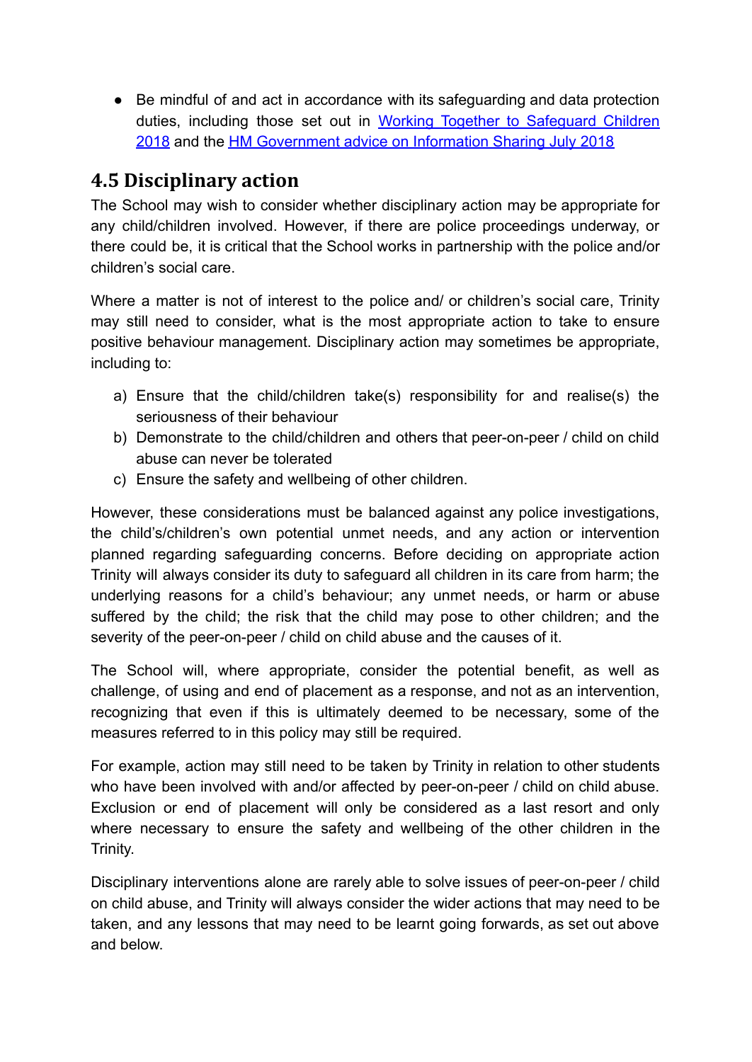- Be mindful of and act in accordance with its safeguarding and data protection duties, including those set out in [Working Together to Safeguard Children 2018]() and the [HM Government advice on Information Sharing July 2018]()

## 4.5 Disciplinary action

The School may wish to consider whether disciplinary action may be appropriate for any child/children involved. However, if there are police proceedings underway, or there could be, it is critical that the School works in partnership with the police and/or children's social care.

Where a matter is not of interest to the police and/ or children's social care, Trinity may still need to consider, what is the most appropriate action to take to ensure positive behaviour management. Disciplinary action may sometimes be appropriate, including to:

a) Ensure that the child/children take(s) responsibility for and realise(s) the seriousness of their behaviour
b) Demonstrate to the child/children and others that peer-on-peer / child on child abuse can never be tolerated
c) Ensure the safety and wellbeing of other children.

However, these considerations must be balanced against any police investigations, the child's/children's own potential unmet needs, and any action or intervention planned regarding safeguarding concerns. Before deciding on appropriate action Trinity will always consider its duty to safeguard all children in its care from harm; the underlying reasons for a child's behaviour; any unmet needs, or harm or abuse suffered by the child; the risk that the child may pose to other children; and the severity of the peer-on-peer / child on child abuse and the causes of it.

The School will, where appropriate, consider the potential benefit, as well as challenge, of using and end of placement as a response, and not as an intervention, recognizing that even if this is ultimately deemed to be necessary, some of the measures referred to in this policy may still be required.

For example, action may still need to be taken by Trinity in relation to other students who have been involved with and/or affected by peer-on-peer / child on child abuse. Exclusion or end of placement will only be considered as a last resort and only where necessary to ensure the safety and wellbeing of the other children in the Trinity.

Disciplinary interventions alone are rarely able to solve issues of peer-on-peer / child on child abuse, and Trinity will always consider the wider actions that may need to be taken, and any lessons that may need to be learnt going forwards, as set out above and below.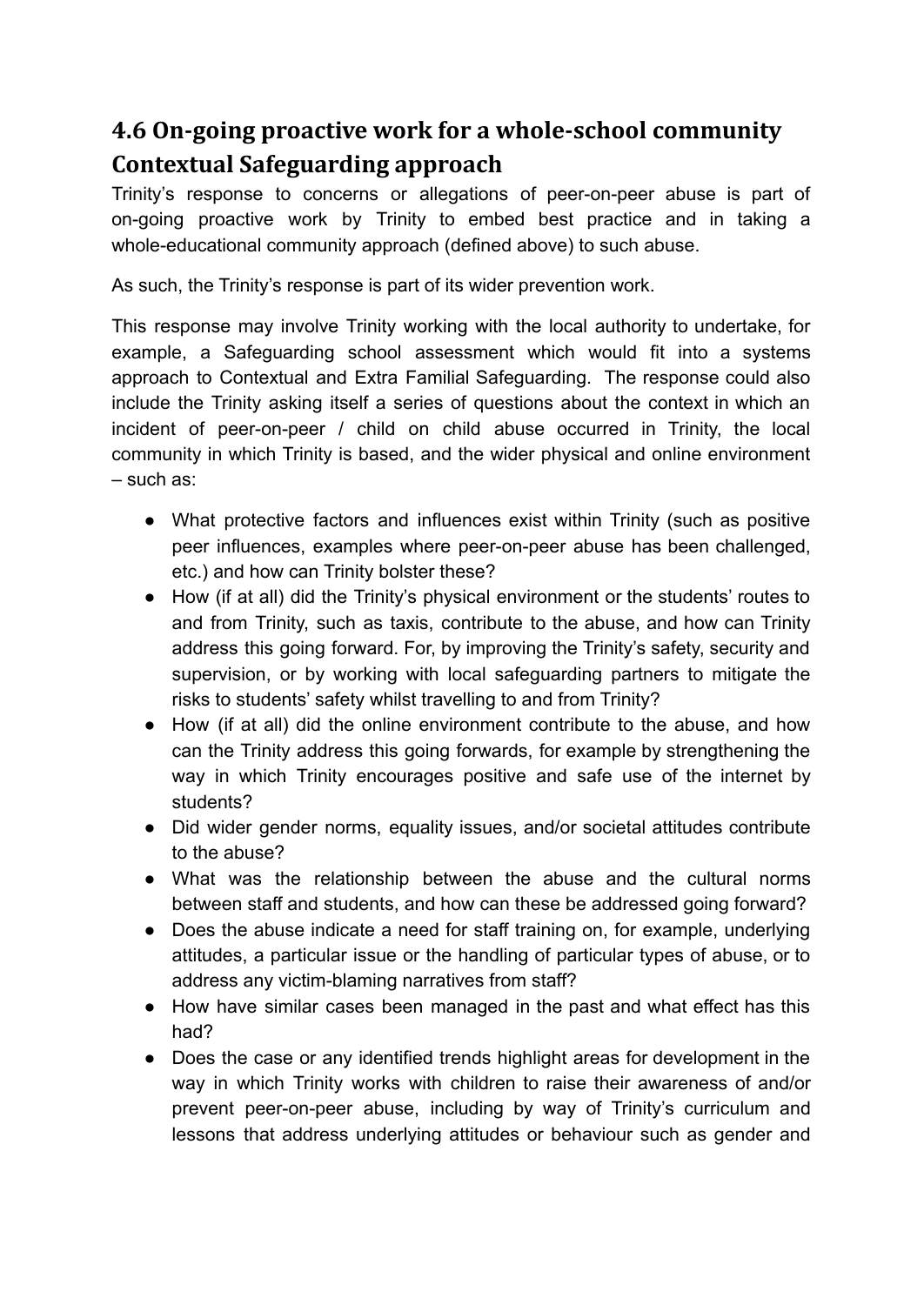## 4.6 On-going proactive work for a whole-school community Contextual Safeguarding approach

Trinity's response to concerns or allegations of peer-on-peer abuse is part of on-going proactive work by Trinity to embed best practice and in taking a whole-educational community approach (defined above) to such abuse.

As such, the Trinity's response is part of its wider prevention work.

This response may involve Trinity working with the local authority to undertake, for example, a Safeguarding school assessment which would fit into a systems approach to Contextual and Extra Familial Safeguarding. The response could also include the Trinity asking itself a series of questions about the context in which an incident of peer-on-peer / child on child abuse occurred in Trinity, the local community in which Trinity is based, and the wider physical and online environment – such as:

- What protective factors and influences exist within Trinity (such as positive peer influences, examples where peer-on-peer abuse has been challenged, etc.) and how can Trinity bolster these?
- How (if at all) did the Trinity's physical environment or the students' routes to and from Trinity, such as taxis, contribute to the abuse, and how can Trinity address this going forward. For, by improving the Trinity's safety, security and supervision, or by working with local safeguarding partners to mitigate the risks to students' safety whilst travelling to and from Trinity?
- How (if at all) did the online environment contribute to the abuse, and how can the Trinity address this going forwards, for example by strengthening the way in which Trinity encourages positive and safe use of the internet by students?
- Did wider gender norms, equality issues, and/or societal attitudes contribute to the abuse?
- What was the relationship between the abuse and the cultural norms between staff and students, and how can these be addressed going forward?
- Does the abuse indicate a need for staff training on, for example, underlying attitudes, a particular issue or the handling of particular types of abuse, or to address any victim-blaming narratives from staff?
- How have similar cases been managed in the past and what effect has this had?
- Does the case or any identified trends highlight areas for development in the way in which Trinity works with children to raise their awareness of and/or prevent peer-on-peer abuse, including by way of Trinity's curriculum and lessons that address underlying attitudes or behaviour such as gender and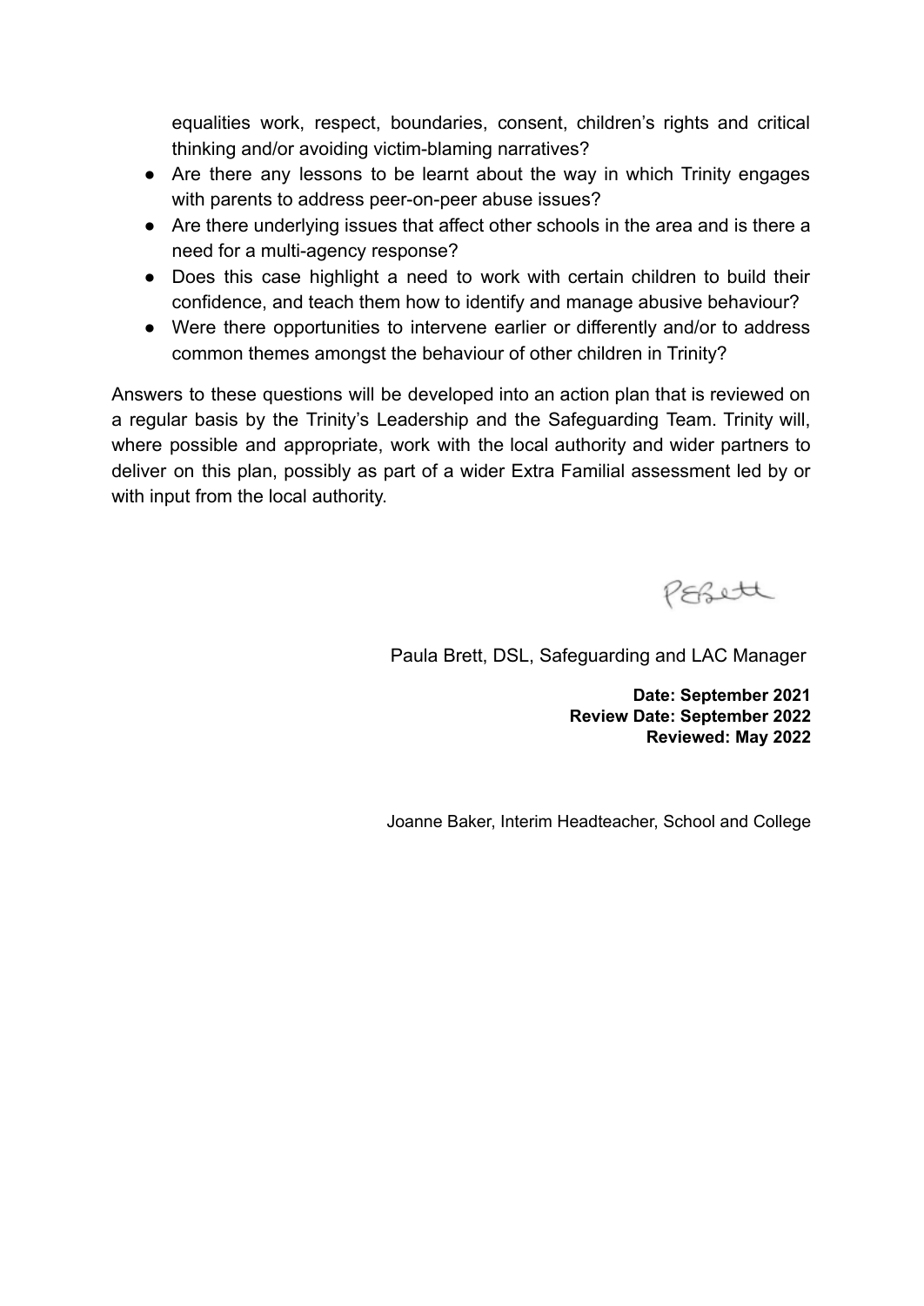equalities work, respect, boundaries, consent, children's rights and critical thinking and/or avoiding victim-blaming narratives?

- Are there any lessons to be learnt about the way in which Trinity engages with parents to address peer-on-peer abuse issues?
- Are there underlying issues that affect other schools in the area and is there a need for a multi-agency response?
- Does this case highlight a need to work with certain children to build their confidence, and teach them how to identify and manage abusive behaviour?
- Were there opportunities to intervene earlier or differently and/or to address common themes amongst the behaviour of other children in Trinity?

Answers to these questions will be developed into an action plan that is reviewed on a regular basis by the Trinity's Leadership and the Safeguarding Team. Trinity will, where possible and appropriate, work with the local authority and wider partners to deliver on this plan, possibly as part of a wider Extra Familial assessment led by or with input from the local authority.

PEBrett

Paula Brett, DSL, Safeguarding and LAC Manager

**Date: September 2021**
**Review Date: September 2022**
**Reviewed: May 2022**

Joanne Baker, Interim Headteacher, School and College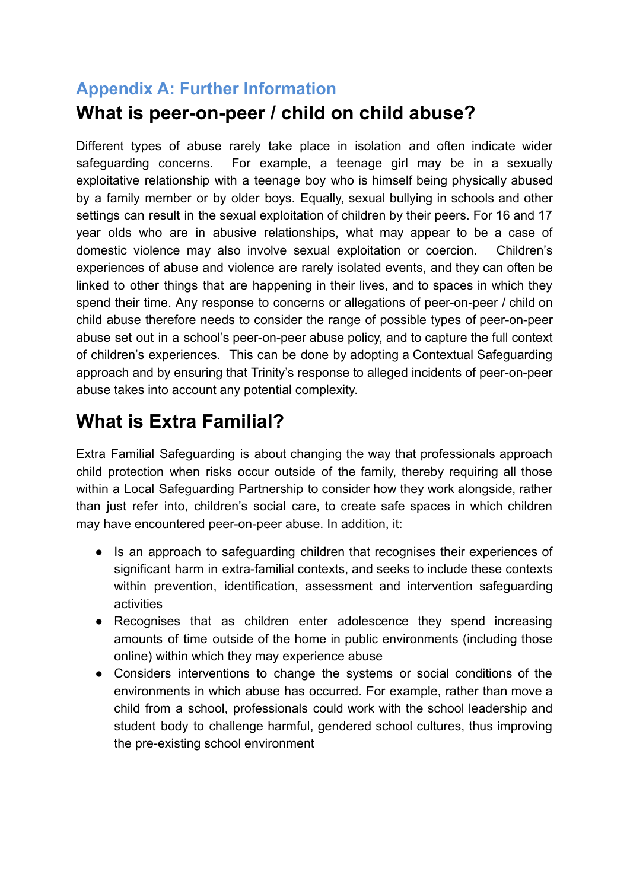## Appendix A: Further Information

# What is peer-on-peer / child on child abuse?

Different types of abuse rarely take place in isolation and often indicate wider safeguarding concerns. For example, a teenage girl may be in a sexually exploitative relationship with a teenage boy who is himself being physically abused by a family member or by older boys. Equally, sexual bullying in schools and other settings can result in the sexual exploitation of children by their peers. For 16 and 17 year olds who are in abusive relationships, what may appear to be a case of domestic violence may also involve sexual exploitation or coercion. Children's experiences of abuse and violence are rarely isolated events, and they can often be linked to other things that are happening in their lives, and to spaces in which they spend their time. Any response to concerns or allegations of peer-on-peer / child on child abuse therefore needs to consider the range of possible types of peer-on-peer abuse set out in a school's peer-on-peer abuse policy, and to capture the full context of children's experiences. This can be done by adopting a Contextual Safeguarding approach and by ensuring that Trinity's response to alleged incidents of peer-on-peer abuse takes into account any potential complexity.

# What is Extra Familial?

Extra Familial Safeguarding is about changing the way that professionals approach child protection when risks occur outside of the family, thereby requiring all those within a Local Safeguarding Partnership to consider how they work alongside, rather than just refer into, children's social care, to create safe spaces in which children may have encountered peer-on-peer abuse. In addition, it:

- Is an approach to safeguarding children that recognises their experiences of significant harm in extra-familial contexts, and seeks to include these contexts within prevention, identification, assessment and intervention safeguarding activities
- Recognises that as children enter adolescence they spend increasing amounts of time outside of the home in public environments (including those online) within which they may experience abuse
- Considers interventions to change the systems or social conditions of the environments in which abuse has occurred. For example, rather than move a child from a school, professionals could work with the school leadership and student body to challenge harmful, gendered school cultures, thus improving the pre-existing school environment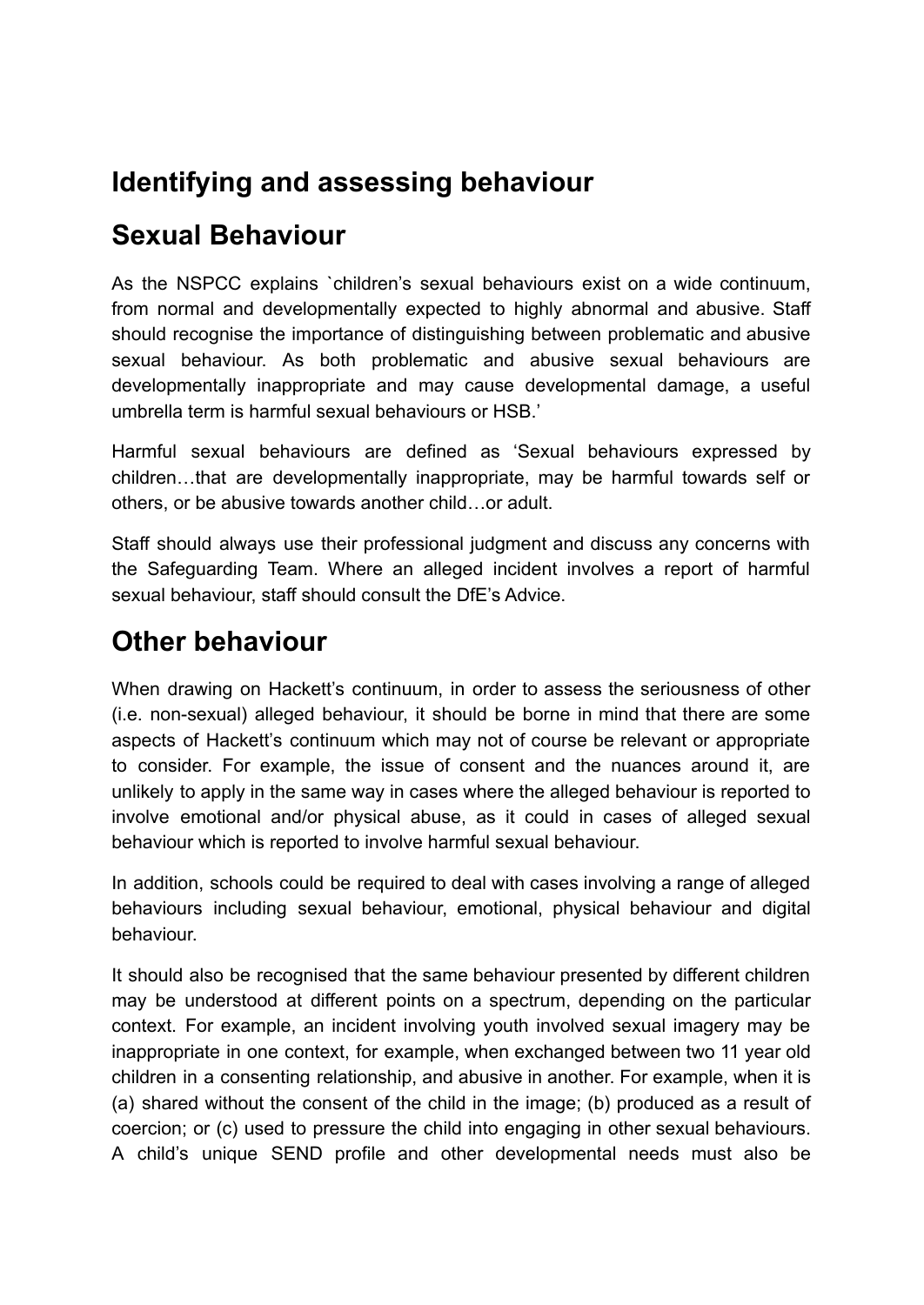## Identifying and assessing behaviour

## Sexual Behaviour

As the NSPCC explains `children's sexual behaviours exist on a wide continuum, from normal and developmentally expected to highly abnormal and abusive. Staff should recognise the importance of distinguishing between problematic and abusive sexual behaviour. As both problematic and abusive sexual behaviours are developmentally inappropriate and may cause developmental damage, a useful umbrella term is harmful sexual behaviours or HSB.'

Harmful sexual behaviours are defined as 'Sexual behaviours expressed by children…that are developmentally inappropriate, may be harmful towards self or others, or be abusive towards another child…or adult.

Staff should always use their professional judgment and discuss any concerns with the Safeguarding Team. Where an alleged incident involves a report of harmful sexual behaviour, staff should consult the DfE's Advice.

## Other behaviour

When drawing on Hackett's continuum, in order to assess the seriousness of other (i.e. non-sexual) alleged behaviour, it should be borne in mind that there are some aspects of Hackett's continuum which may not of course be relevant or appropriate to consider. For example, the issue of consent and the nuances around it, are unlikely to apply in the same way in cases where the alleged behaviour is reported to involve emotional and/or physical abuse, as it could in cases of alleged sexual behaviour which is reported to involve harmful sexual behaviour.

In addition, schools could be required to deal with cases involving a range of alleged behaviours including sexual behaviour, emotional, physical behaviour and digital behaviour.

It should also be recognised that the same behaviour presented by different children may be understood at different points on a spectrum, depending on the particular context. For example, an incident involving youth involved sexual imagery may be inappropriate in one context, for example, when exchanged between two 11 year old children in a consenting relationship, and abusive in another. For example, when it is (a) shared without the consent of the child in the image; (b) produced as a result of coercion; or (c) used to pressure the child into engaging in other sexual behaviours. A child's unique SEND profile and other developmental needs must also be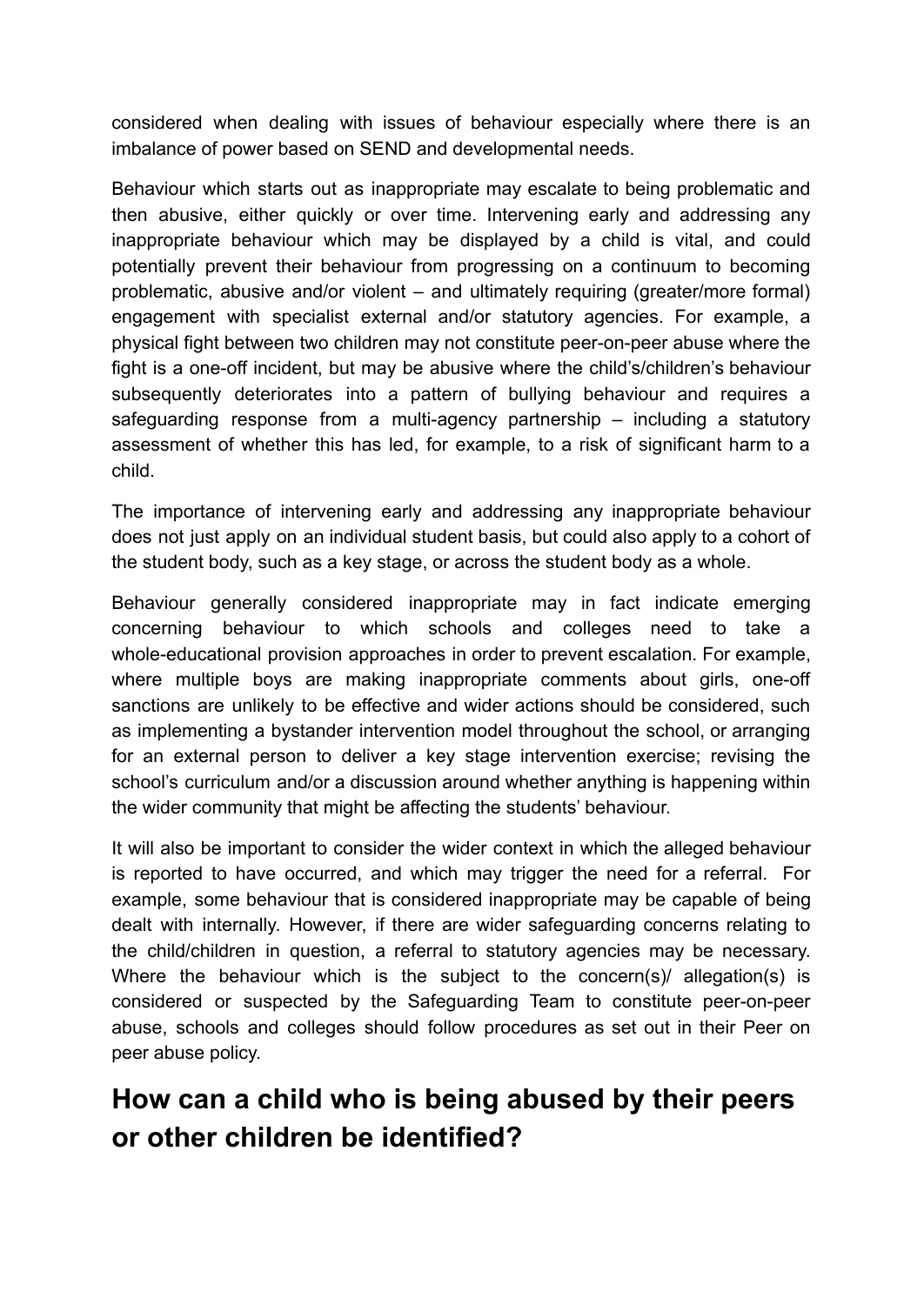considered when dealing with issues of behaviour especially where there is an imbalance of power based on SEND and developmental needs.

Behaviour which starts out as inappropriate may escalate to being problematic and then abusive, either quickly or over time. Intervening early and addressing any inappropriate behaviour which may be displayed by a child is vital, and could potentially prevent their behaviour from progressing on a continuum to becoming problematic, abusive and/or violent – and ultimately requiring (greater/more formal) engagement with specialist external and/or statutory agencies. For example, a physical fight between two children may not constitute peer-on-peer abuse where the fight is a one-off incident, but may be abusive where the child's/children's behaviour subsequently deteriorates into a pattern of bullying behaviour and requires a safeguarding response from a multi-agency partnership – including a statutory assessment of whether this has led, for example, to a risk of significant harm to a child.

The importance of intervening early and addressing any inappropriate behaviour does not just apply on an individual student basis, but could also apply to a cohort of the student body, such as a key stage, or across the student body as a whole.

Behaviour generally considered inappropriate may in fact indicate emerging concerning behaviour to which schools and colleges need to take a whole-educational provision approaches in order to prevent escalation. For example, where multiple boys are making inappropriate comments about girls, one-off sanctions are unlikely to be effective and wider actions should be considered, such as implementing a bystander intervention model throughout the school, or arranging for an external person to deliver a key stage intervention exercise; revising the school's curriculum and/or a discussion around whether anything is happening within the wider community that might be affecting the students' behaviour.

It will also be important to consider the wider context in which the alleged behaviour is reported to have occurred, and which may trigger the need for a referral. For example, some behaviour that is considered inappropriate may be capable of being dealt with internally. However, if there are wider safeguarding concerns relating to the child/children in question, a referral to statutory agencies may be necessary. Where the behaviour which is the subject to the concern(s)/ allegation(s) is considered or suspected by the Safeguarding Team to constitute peer-on-peer abuse, schools and colleges should follow procedures as set out in their Peer on peer abuse policy.

## How can a child who is being abused by their peers or other children be identified?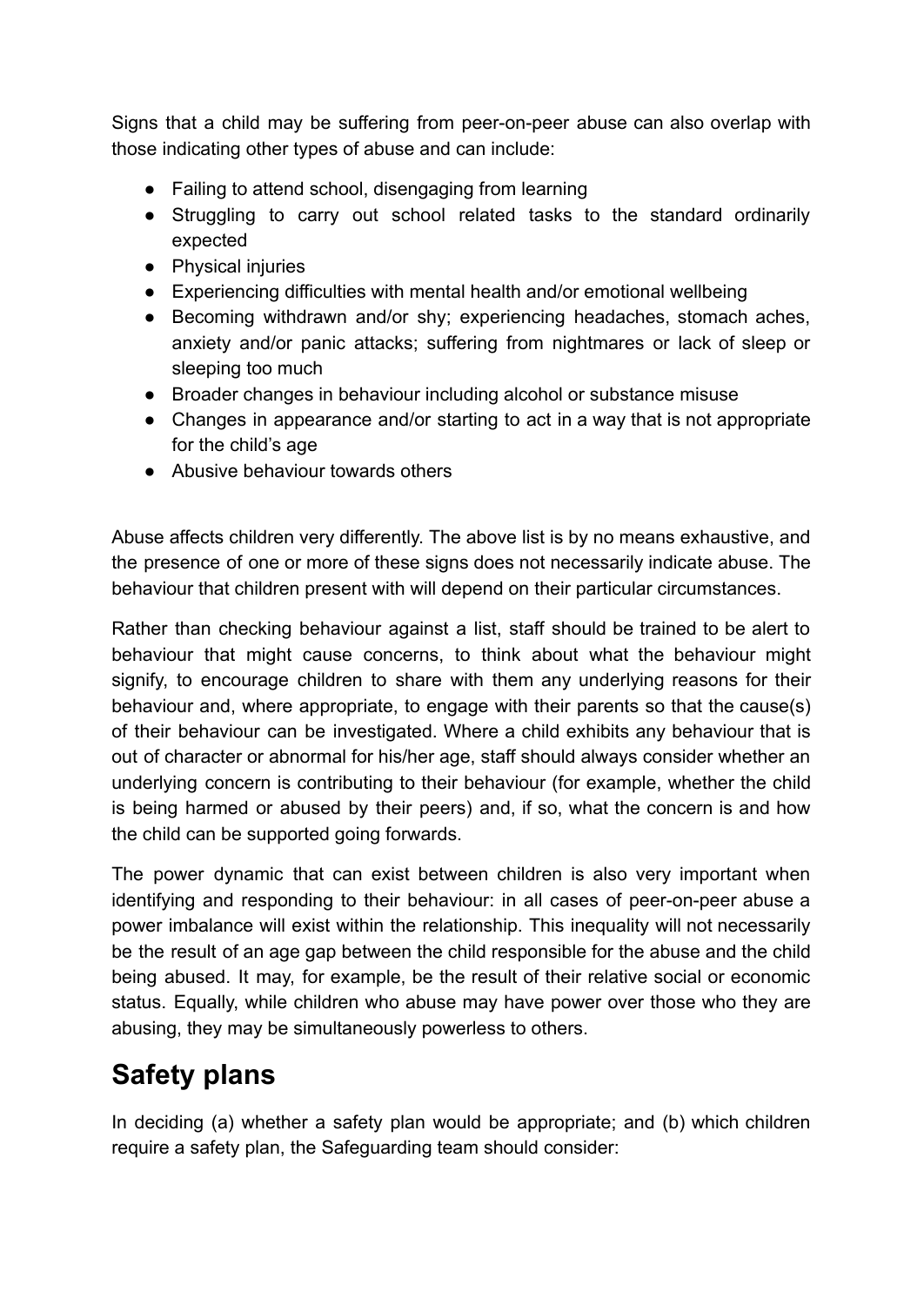Signs that a child may be suffering from peer-on-peer abuse can also overlap with those indicating other types of abuse and can include:

- Failing to attend school, disengaging from learning
- Struggling to carry out school related tasks to the standard ordinarily expected
- Physical injuries
- Experiencing difficulties with mental health and/or emotional wellbeing
- Becoming withdrawn and/or shy; experiencing headaches, stomach aches, anxiety and/or panic attacks; suffering from nightmares or lack of sleep or sleeping too much
- Broader changes in behaviour including alcohol or substance misuse
- Changes in appearance and/or starting to act in a way that is not appropriate for the child's age
- Abusive behaviour towards others

Abuse affects children very differently. The above list is by no means exhaustive, and the presence of one or more of these signs does not necessarily indicate abuse. The behaviour that children present with will depend on their particular circumstances.

Rather than checking behaviour against a list, staff should be trained to be alert to behaviour that might cause concerns, to think about what the behaviour might signify, to encourage children to share with them any underlying reasons for their behaviour and, where appropriate, to engage with their parents so that the cause(s) of their behaviour can be investigated. Where a child exhibits any behaviour that is out of character or abnormal for his/her age, staff should always consider whether an underlying concern is contributing to their behaviour (for example, whether the child is being harmed or abused by their peers) and, if so, what the concern is and how the child can be supported going forwards.

The power dynamic that can exist between children is also very important when identifying and responding to their behaviour: in all cases of peer-on-peer abuse a power imbalance will exist within the relationship. This inequality will not necessarily be the result of an age gap between the child responsible for the abuse and the child being abused. It may, for example, be the result of their relative social or economic status. Equally, while children who abuse may have power over those who they are abusing, they may be simultaneously powerless to others.

## Safety plans

In deciding (a) whether a safety plan would be appropriate; and (b) which children require a safety plan, the Safeguarding team should consider: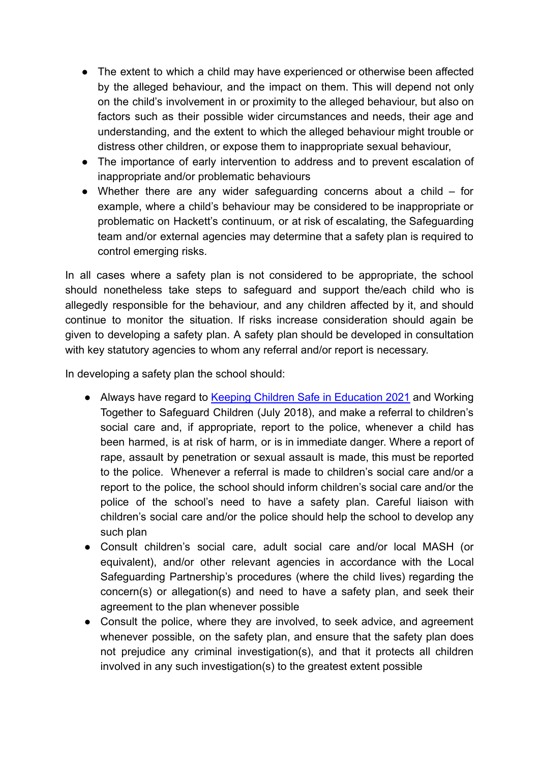- The extent to which a child may have experienced or otherwise been affected by the alleged behaviour, and the impact on them. This will depend not only on the child's involvement in or proximity to the alleged behaviour, but also on factors such as their possible wider circumstances and needs, their age and understanding, and the extent to which the alleged behaviour might trouble or distress other children, or expose them to inappropriate sexual behaviour,
- The importance of early intervention to address and to prevent escalation of inappropriate and/or problematic behaviours
- Whether there are any wider safeguarding concerns about a child – for example, where a child's behaviour may be considered to be inappropriate or problematic on Hackett's continuum, or at risk of escalating, the Safeguarding team and/or external agencies may determine that a safety plan is required to control emerging risks.

In all cases where a safety plan is not considered to be appropriate, the school should nonetheless take steps to safeguard and support the/each child who is allegedly responsible for the behaviour, and any children affected by it, and should continue to monitor the situation. If risks increase consideration should again be given to developing a safety plan. A safety plan should be developed in consultation with key statutory agencies to whom any referral and/or report is necessary.

In developing a safety plan the school should:

- Always have regard to [Keeping Children Safe in Education 2021](#) and Working Together to Safeguard Children (July 2018), and make a referral to children's social care and, if appropriate, report to the police, whenever a child has been harmed, is at risk of harm, or is in immediate danger. Where a report of rape, assault by penetration or sexual assault is made, this must be reported to the police. Whenever a referral is made to children's social care and/or a report to the police, the school should inform children's social care and/or the police of the school's need to have a safety plan. Careful liaison with children's social care and/or the police should help the school to develop any such plan
- Consult children's social care, adult social care and/or local MASH (or equivalent), and/or other relevant agencies in accordance with the Local Safeguarding Partnership's procedures (where the child lives) regarding the concern(s) or allegation(s) and need to have a safety plan, and seek their agreement to the plan whenever possible
- Consult the police, where they are involved, to seek advice, and agreement whenever possible, on the safety plan, and ensure that the safety plan does not prejudice any criminal investigation(s), and that it protects all children involved in any such investigation(s) to the greatest extent possible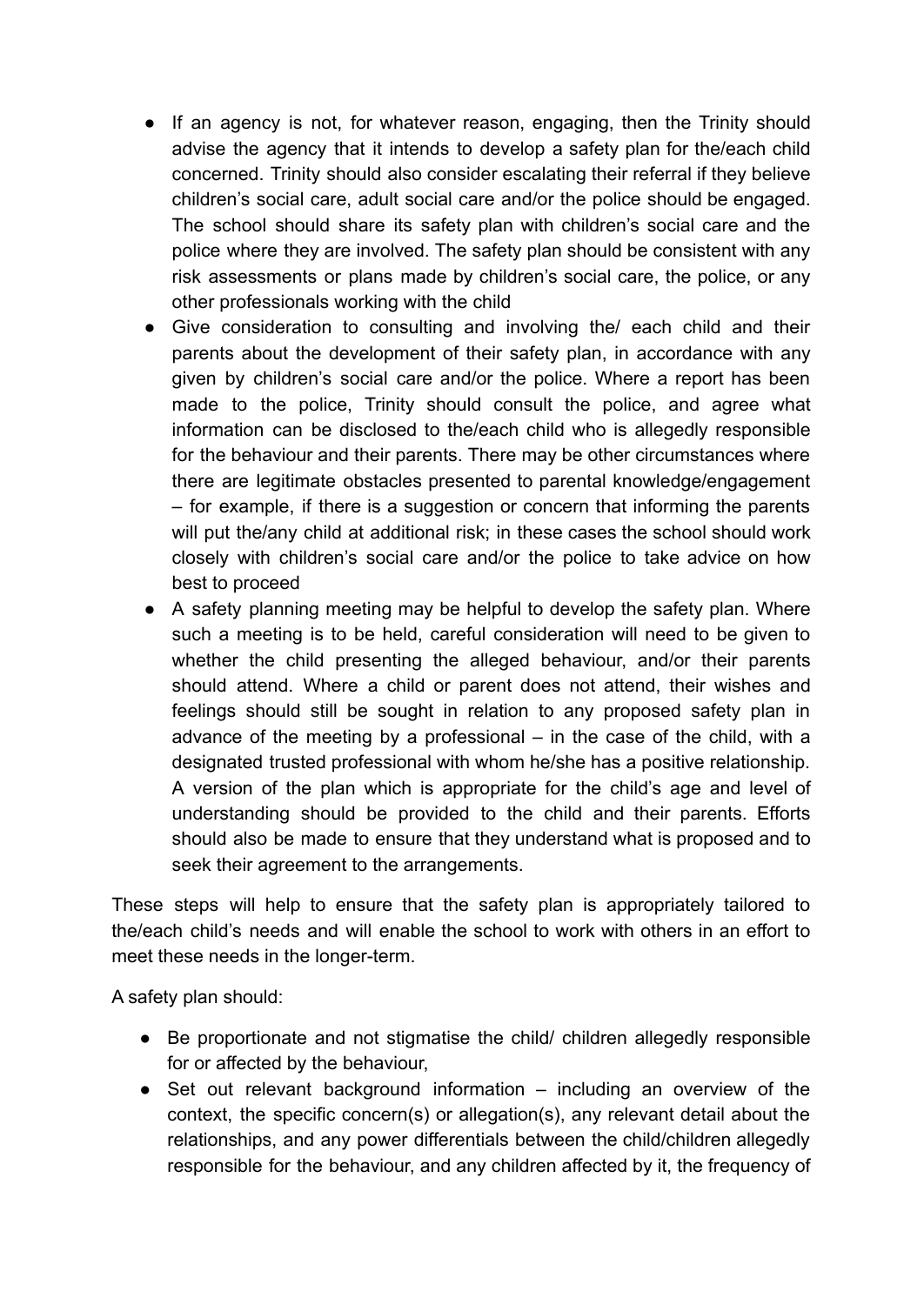- If an agency is not, for whatever reason, engaging, then the Trinity should advise the agency that it intends to develop a safety plan for the/each child concerned. Trinity should also consider escalating their referral if they believe children's social care, adult social care and/or the police should be engaged. The school should share its safety plan with children's social care and the police where they are involved. The safety plan should be consistent with any risk assessments or plans made by children's social care, the police, or any other professionals working with the child
- Give consideration to consulting and involving the/ each child and their parents about the development of their safety plan, in accordance with any given by children's social care and/or the police. Where a report has been made to the police, Trinity should consult the police, and agree what information can be disclosed to the/each child who is allegedly responsible for the behaviour and their parents. There may be other circumstances where there are legitimate obstacles presented to parental knowledge/engagement – for example, if there is a suggestion or concern that informing the parents will put the/any child at additional risk; in these cases the school should work closely with children's social care and/or the police to take advice on how best to proceed
- A safety planning meeting may be helpful to develop the safety plan. Where such a meeting is to be held, careful consideration will need to be given to whether the child presenting the alleged behaviour, and/or their parents should attend. Where a child or parent does not attend, their wishes and feelings should still be sought in relation to any proposed safety plan in advance of the meeting by a professional – in the case of the child, with a designated trusted professional with whom he/she has a positive relationship. A version of the plan which is appropriate for the child's age and level of understanding should be provided to the child and their parents. Efforts should also be made to ensure that they understand what is proposed and to seek their agreement to the arrangements.

These steps will help to ensure that the safety plan is appropriately tailored to the/each child's needs and will enable the school to work with others in an effort to meet these needs in the longer-term.

A safety plan should:

- Be proportionate and not stigmatise the child/ children allegedly responsible for or affected by the behaviour,
- Set out relevant background information – including an overview of the context, the specific concern(s) or allegation(s), any relevant detail about the relationships, and any power differentials between the child/children allegedly responsible for the behaviour, and any children affected by it, the frequency of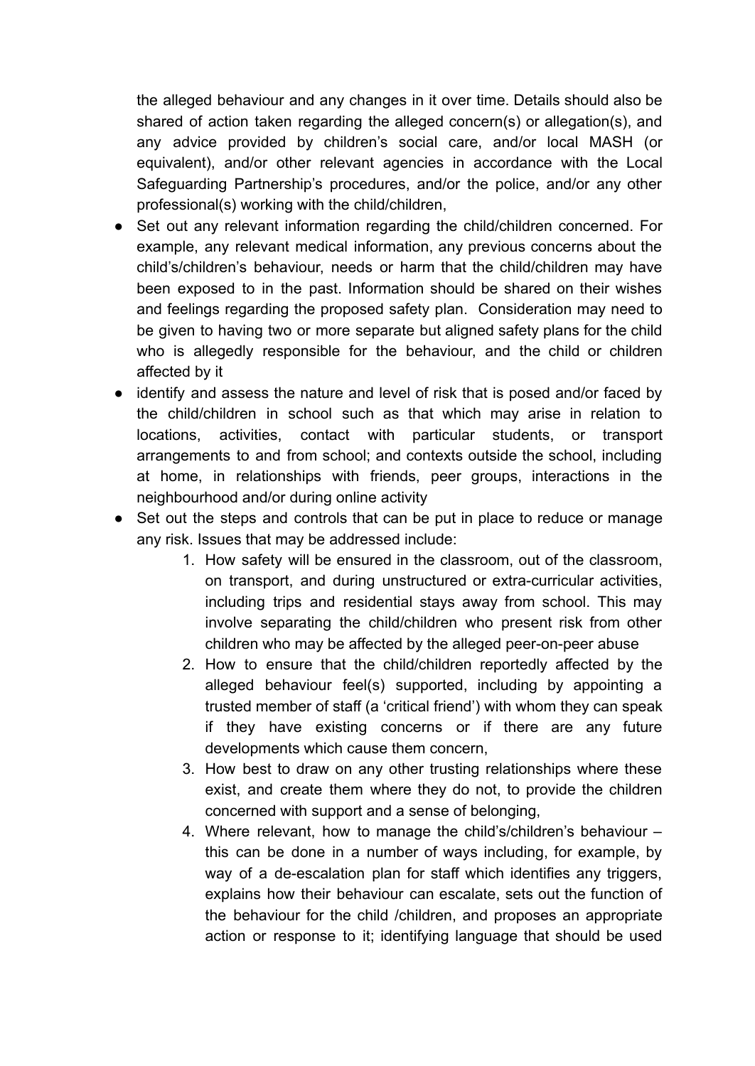the alleged behaviour and any changes in it over time. Details should also be shared of action taken regarding the alleged concern(s) or allegation(s), and any advice provided by children's social care, and/or local MASH (or equivalent), and/or other relevant agencies in accordance with the Local Safeguarding Partnership's procedures, and/or the police, and/or any other professional(s) working with the child/children,

- Set out any relevant information regarding the child/children concerned. For example, any relevant medical information, any previous concerns about the child's/children's behaviour, needs or harm that the child/children may have been exposed to in the past. Information should be shared on their wishes and feelings regarding the proposed safety plan. Consideration may need to be given to having two or more separate but aligned safety plans for the child who is allegedly responsible for the behaviour, and the child or children affected by it
- identify and assess the nature and level of risk that is posed and/or faced by the child/children in school such as that which may arise in relation to locations, activities, contact with particular students, or transport arrangements to and from school; and contexts outside the school, including at home, in relationships with friends, peer groups, interactions in the neighbourhood and/or during online activity
- Set out the steps and controls that can be put in place to reduce or manage any risk. Issues that may be addressed include:
    1. How safety will be ensured in the classroom, out of the classroom, on transport, and during unstructured or extra-curricular activities, including trips and residential stays away from school. This may involve separating the child/children who present risk from other children who may be affected by the alleged peer-on-peer abuse
    2. How to ensure that the child/children reportedly affected by the alleged behaviour feel(s) supported, including by appointing a trusted member of staff (a 'critical friend') with whom they can speak if they have existing concerns or if there are any future developments which cause them concern,
    3. How best to draw on any other trusting relationships where these exist, and create them where they do not, to provide the children concerned with support and a sense of belonging,
    4. Where relevant, how to manage the child's/children's behaviour – this can be done in a number of ways including, for example, by way of a de-escalation plan for staff which identifies any triggers, explains how their behaviour can escalate, sets out the function of the behaviour for the child /children, and proposes an appropriate action or response to it; identifying language that should be used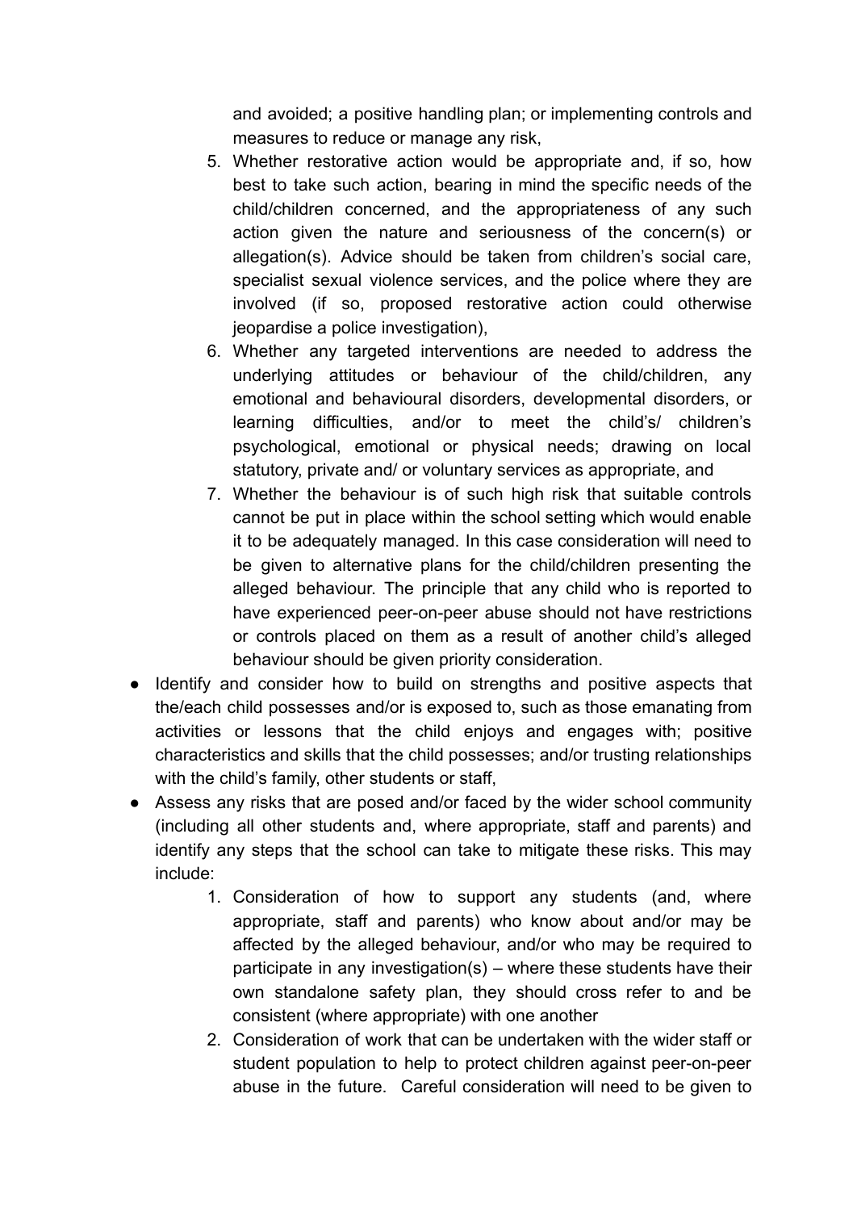and avoided; a positive handling plan; or implementing controls and measures to reduce or manage any risk,

5. Whether restorative action would be appropriate and, if so, how best to take such action, bearing in mind the specific needs of the child/children concerned, and the appropriateness of any such action given the nature and seriousness of the concern(s) or allegation(s). Advice should be taken from children's social care, specialist sexual violence services, and the police where they are involved (if so, proposed restorative action could otherwise jeopardise a police investigation),
6. Whether any targeted interventions are needed to address the underlying attitudes or behaviour of the child/children, any emotional and behavioural disorders, developmental disorders, or learning difficulties, and/or to meet the child's/ children's psychological, emotional or physical needs; drawing on local statutory, private and/ or voluntary services as appropriate, and
7. Whether the behaviour is of such high risk that suitable controls cannot be put in place within the school setting which would enable it to be adequately managed. In this case consideration will need to be given to alternative plans for the child/children presenting the alleged behaviour. The principle that any child who is reported to have experienced peer-on-peer abuse should not have restrictions or controls placed on them as a result of another child's alleged behaviour should be given priority consideration.

- Identify and consider how to build on strengths and positive aspects that the/each child possesses and/or is exposed to, such as those emanating from activities or lessons that the child enjoys and engages with; positive characteristics and skills that the child possesses; and/or trusting relationships with the child's family, other students or staff,
- Assess any risks that are posed and/or faced by the wider school community (including all other students and, where appropriate, staff and parents) and identify any steps that the school can take to mitigate these risks. This may include:
    1. Consideration of how to support any students (and, where appropriate, staff and parents) who know about and/or may be affected by the alleged behaviour, and/or who may be required to participate in any investigation(s) – where these students have their own standalone safety plan, they should cross refer to and be consistent (where appropriate) with one another
    2. Consideration of work that can be undertaken with the wider staff or student population to help to protect children against peer-on-peer abuse in the future. Careful consideration will need to be given to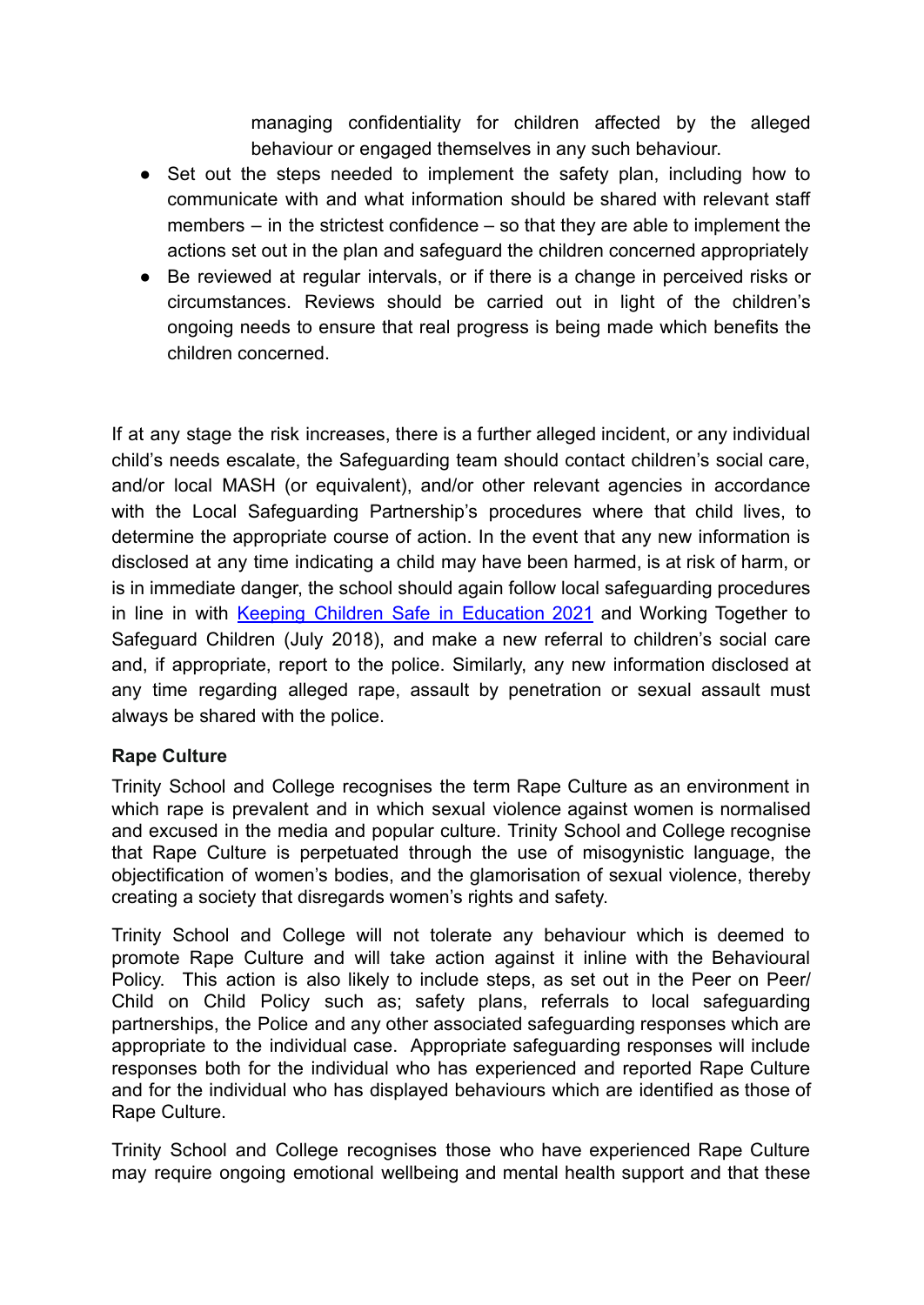managing confidentiality for children affected by the alleged behaviour or engaged themselves in any such behaviour.

- Set out the steps needed to implement the safety plan, including how to communicate with and what information should be shared with relevant staff members – in the strictest confidence – so that they are able to implement the actions set out in the plan and safeguard the children concerned appropriately
- Be reviewed at regular intervals, or if there is a change in perceived risks or circumstances. Reviews should be carried out in light of the children's ongoing needs to ensure that real progress is being made which benefits the children concerned.

If at any stage the risk increases, there is a further alleged incident, or any individual child's needs escalate, the Safeguarding team should contact children's social care, and/or local MASH (or equivalent), and/or other relevant agencies in accordance with the Local Safeguarding Partnership's procedures where that child lives, to determine the appropriate course of action. In the event that any new information is disclosed at any time indicating a child may have been harmed, is at risk of harm, or is in immediate danger, the school should again follow local safeguarding procedures in line in with [Keeping Children Safe in Education 2021] and Working Together to Safeguard Children (July 2018), and make a new referral to children's social care and, if appropriate, report to the police. Similarly, any new information disclosed at any time regarding alleged rape, assault by penetration or sexual assault must always be shared with the police.

**Rape Culture**

Trinity School and College recognises the term Rape Culture as an environment in which rape is prevalent and in which sexual violence against women is normalised and excused in the media and popular culture. Trinity School and College recognise that Rape Culture is perpetuated through the use of misogynistic language, the objectification of women's bodies, and the glamorisation of sexual violence, thereby creating a society that disregards women's rights and safety.

Trinity School and College will not tolerate any behaviour which is deemed to promote Rape Culture and will take action against it inline with the Behavioural Policy. This action is also likely to include steps, as set out in the Peer on Peer/ Child on Child Policy such as; safety plans, referrals to local safeguarding partnerships, the Police and any other associated safeguarding responses which are appropriate to the individual case. Appropriate safeguarding responses will include responses both for the individual who has experienced and reported Rape Culture and for the individual who has displayed behaviours which are identified as those of Rape Culture.

Trinity School and College recognises those who have experienced Rape Culture may require ongoing emotional wellbeing and mental health support and that these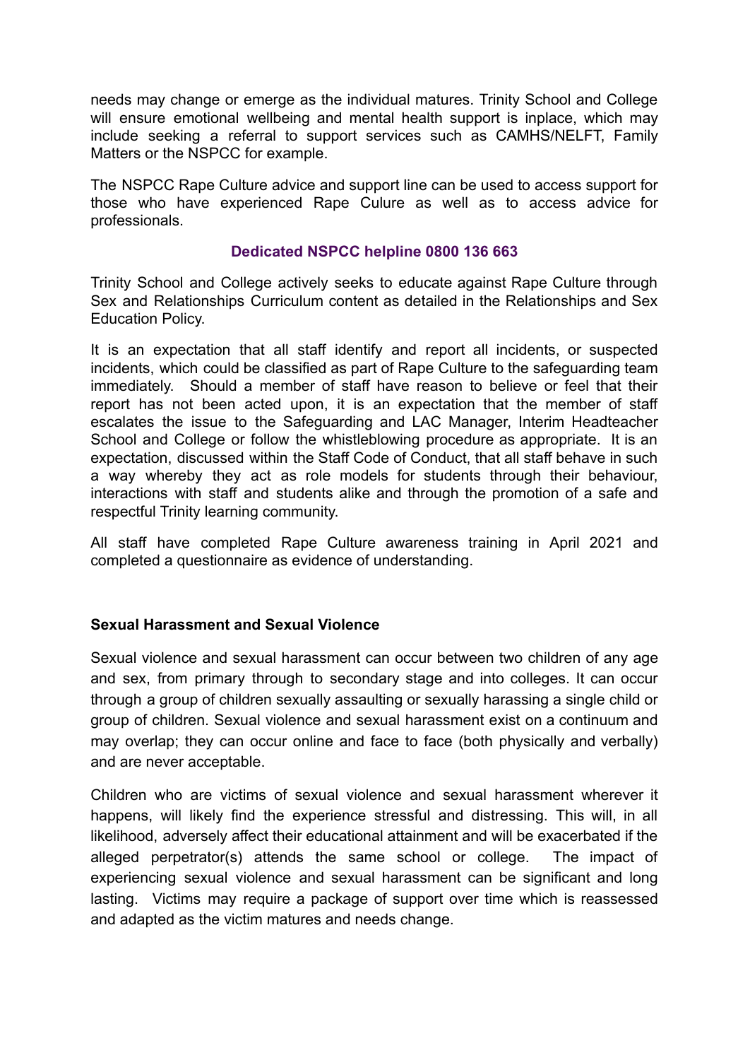needs may change or emerge as the individual matures. Trinity School and College will ensure emotional wellbeing and mental health support is inplace, which may include seeking a referral to support services such as CAMHS/NELFT, Family Matters or the NSPCC for example.

The NSPCC Rape Culture advice and support line can be used to access support for those who have experienced Rape Culure as well as to access advice for professionals.

**Dedicated NSPCC helpline 0800 136 663**

Trinity School and College actively seeks to educate against Rape Culture through Sex and Relationships Curriculum content as detailed in the Relationships and Sex Education Policy.

It is an expectation that all staff identify and report all incidents, or suspected incidents, which could be classified as part of Rape Culture to the safeguarding team immediately. Should a member of staff have reason to believe or feel that their report has not been acted upon, it is an expectation that the member of staff escalates the issue to the Safeguarding and LAC Manager, Interim Headteacher School and College or follow the whistleblowing procedure as appropriate. It is an expectation, discussed within the Staff Code of Conduct, that all staff behave in such a way whereby they act as role models for students through their behaviour, interactions with staff and students alike and through the promotion of a safe and respectful Trinity learning community.

All staff have completed Rape Culture awareness training in April 2021 and completed a questionnaire as evidence of understanding.

**Sexual Harassment and Sexual Violence**

Sexual violence and sexual harassment can occur between two children of any age and sex, from primary through to secondary stage and into colleges. It can occur through a group of children sexually assaulting or sexually harassing a single child or group of children. Sexual violence and sexual harassment exist on a continuum and may overlap; they can occur online and face to face (both physically and verbally) and are never acceptable.

Children who are victims of sexual violence and sexual harassment wherever it happens, will likely find the experience stressful and distressing. This will, in all likelihood, adversely affect their educational attainment and will be exacerbated if the alleged perpetrator(s) attends the same school or college. The impact of experiencing sexual violence and sexual harassment can be significant and long lasting. Victims may require a package of support over time which is reassessed and adapted as the victim matures and needs change.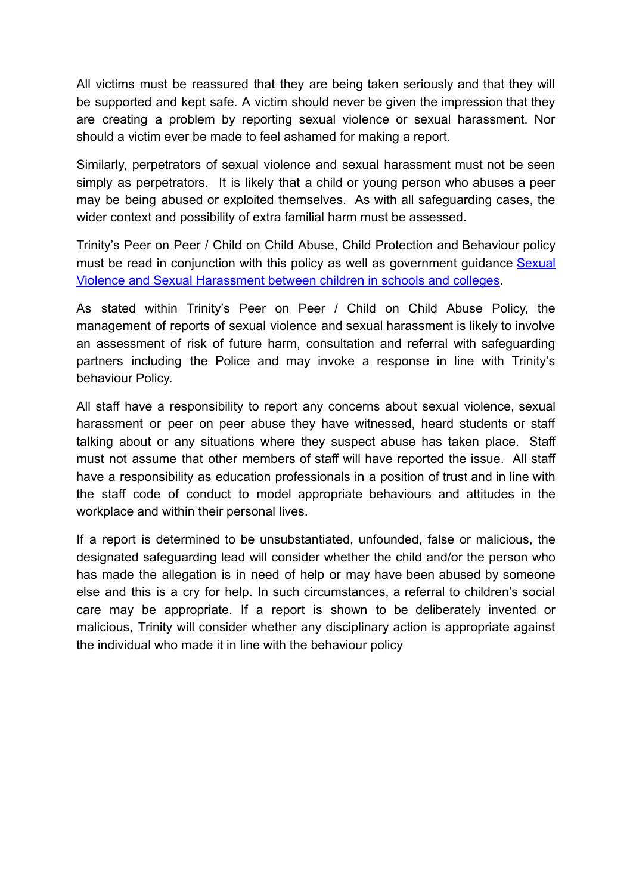All victims must be reassured that they are being taken seriously and that they will be supported and kept safe. A victim should never be given the impression that they are creating a problem by reporting sexual violence or sexual harassment. Nor should a victim ever be made to feel ashamed for making a report.

Similarly, perpetrators of sexual violence and sexual harassment must not be seen simply as perpetrators. It is likely that a child or young person who abuses a peer may be being abused or exploited themselves. As with all safeguarding cases, the wider context and possibility of extra familial harm must be assessed.

Trinity's Peer on Peer / Child on Child Abuse, Child Protection and Behaviour policy must be read in conjunction with this policy as well as government guidance [Sexual Violence and Sexual Harassment between children in schools and colleges](Sexual Violence and Sexual Harassment between children in schools and colleges).

As stated within Trinity's Peer on Peer / Child on Child Abuse Policy, the management of reports of sexual violence and sexual harassment is likely to involve an assessment of risk of future harm, consultation and referral with safeguarding partners including the Police and may invoke a response in line with Trinity's behaviour Policy.

All staff have a responsibility to report any concerns about sexual violence, sexual harassment or peer on peer abuse they have witnessed, heard students or staff talking about or any situations where they suspect abuse has taken place. Staff must not assume that other members of staff will have reported the issue. All staff have a responsibility as education professionals in a position of trust and in line with the staff code of conduct to model appropriate behaviours and attitudes in the workplace and within their personal lives.

If a report is determined to be unsubstantiated, unfounded, false or malicious, the designated safeguarding lead will consider whether the child and/or the person who has made the allegation is in need of help or may have been abused by someone else and this is a cry for help. In such circumstances, a referral to children's social care may be appropriate. If a report is shown to be deliberately invented or malicious, Trinity will consider whether any disciplinary action is appropriate against the individual who made it in line with the behaviour policy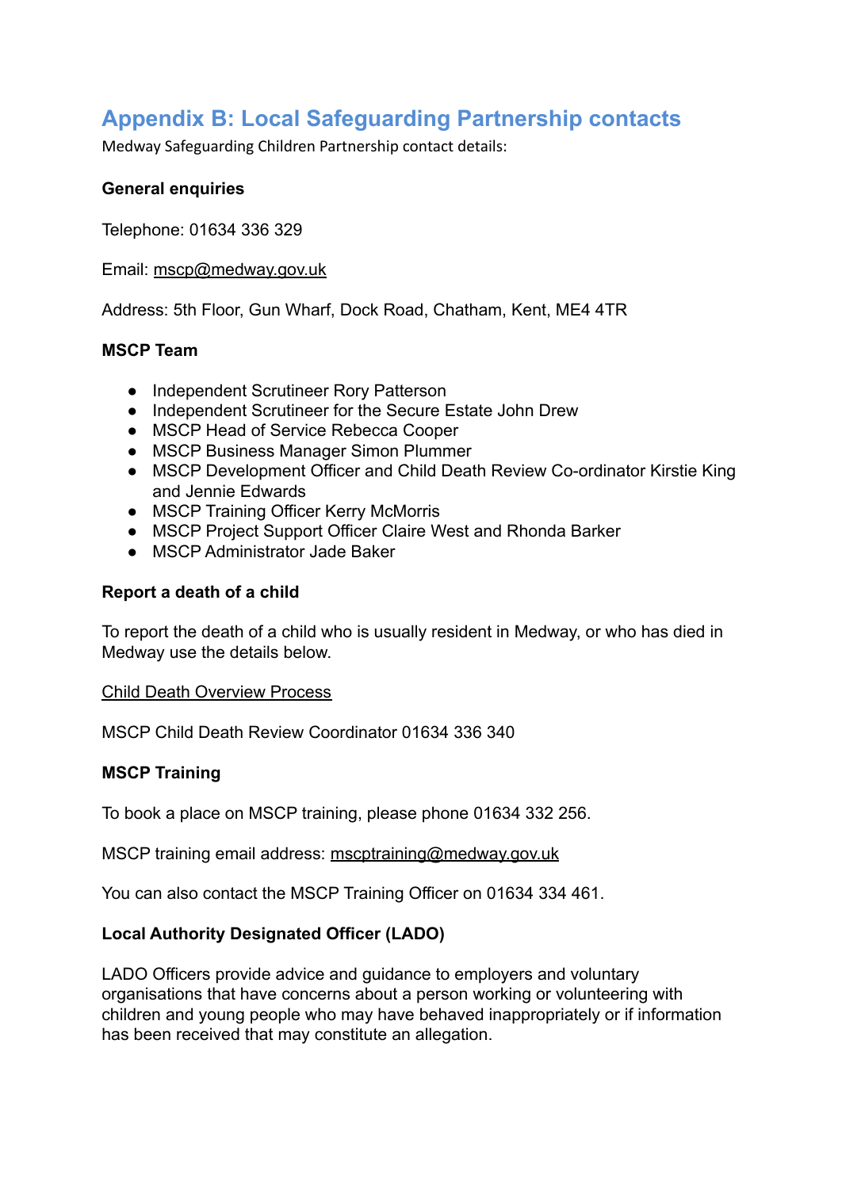## Appendix B: Local Safeguarding Partnership contacts

Medway Safeguarding Children Partnership contact details:

**General enquiries**

Telephone: 01634 336 329

Email: mscp@medway.gov.uk

Address: 5th Floor, Gun Wharf, Dock Road, Chatham, Kent, ME4 4TR

**MSCP Team**

- Independent Scrutineer Rory Patterson
- Independent Scrutineer for the Secure Estate John Drew
- MSCP Head of Service Rebecca Cooper
- MSCP Business Manager Simon Plummer
- MSCP Development Officer and Child Death Review Co-ordinator Kirstie King and Jennie Edwards
- MSCP Training Officer Kerry McMorris
- MSCP Project Support Officer Claire West and Rhonda Barker
- MSCP Administrator Jade Baker

**Report a death of a child**

To report the death of a child who is usually resident in Medway, or who has died in Medway use the details below.

Child Death Overview Process

MSCP Child Death Review Coordinator 01634 336 340

**MSCP Training**

To book a place on MSCP training, please phone 01634 332 256.

MSCP training email address: mscptraining@medway.gov.uk

You can also contact the MSCP Training Officer on 01634 334 461.

**Local Authority Designated Officer (LADO)**

LADO Officers provide advice and guidance to employers and voluntary organisations that have concerns about a person working or volunteering with children and young people who may have behaved inappropriately or if information has been received that may constitute an allegation.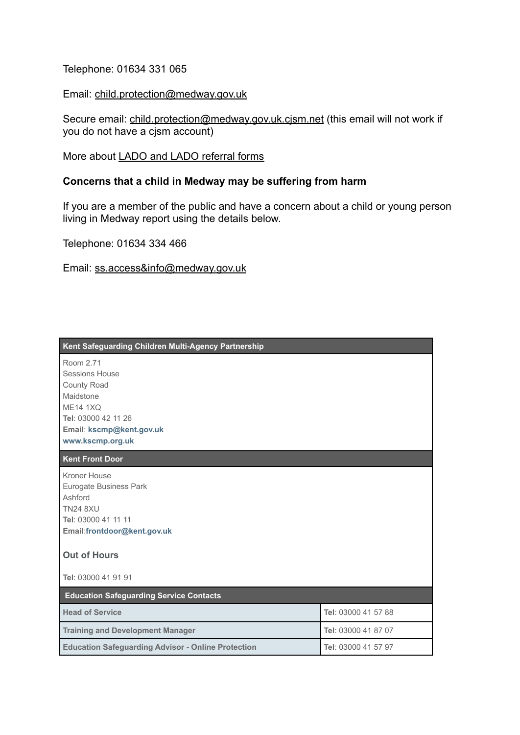Telephone: 01634 331 065

Email: child.protection@medway.gov.uk

Secure email: child.protection@medway.gov.uk.cjsm.net (this email will not work if you do not have a cjsm account)

More about LADO and LADO referral forms

**Concerns that a child in Medway may be suffering from harm**

If you are a member of the public and have a concern about a child or young person living in Medway report using the details below.

Telephone: 01634 334 466

Email: ss.access&info@medway.gov.uk

| **Kent Safeguarding Children Multi-Agency Partnership** | |
|---|---|
| Room 2.71<br>Sessions House<br>County Road<br>Maidstone<br>ME14 1XQ<br>**Tel**: 03000 42 11 26<br>**Email**: **kscmp@kent.gov.uk**<br>**www.kscmp.org.uk** | |
| **Kent Front Door** | |
| Kroner House<br>Eurogate Business Park<br>Ashford<br>TN24 8XU<br>**Tel**: 03000 41 11 11<br>**Email**:**frontdoor@kent.gov.uk**<br><br>**Out of Hours**<br><br>**Tel**: 03000 41 91 91 | |
| **Education Safeguarding Service Contacts** | |
| **Head of Service** | **Tel**: 03000 41 57 88 |
| **Training and Development Manager** | **Tel**: 03000 41 87 07 |
| **Education Safeguarding Advisor - Online Protection** | **Tel**: 03000 41 57 97 |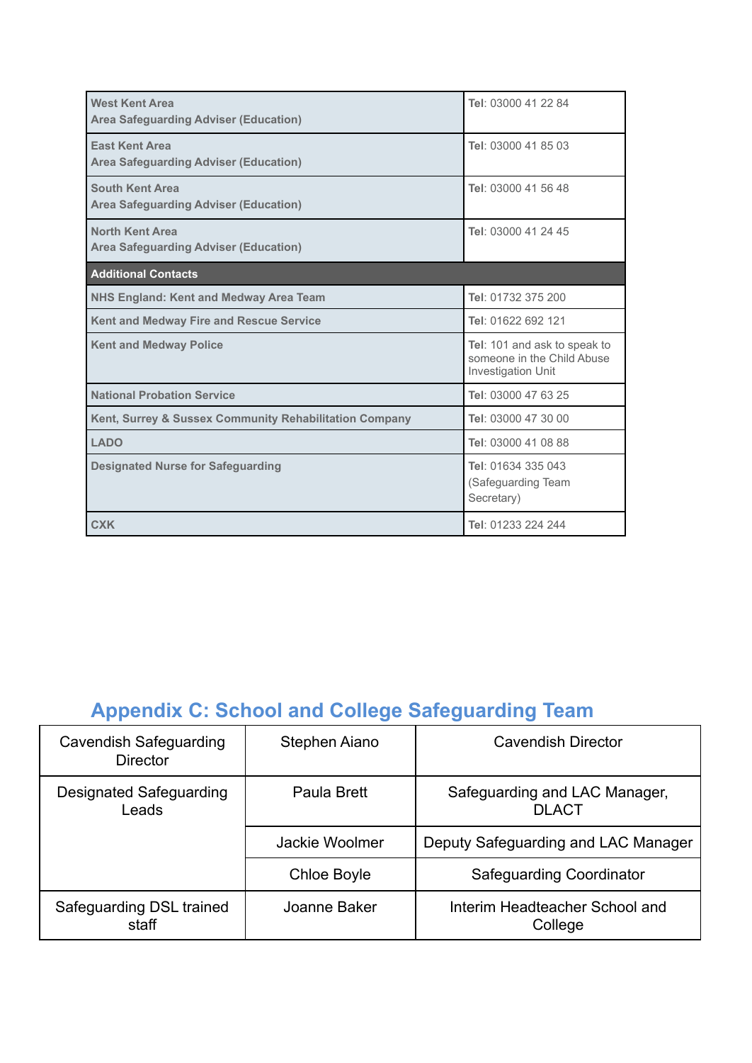| | |
|---|---|
| **West Kent Area**<br>**Area Safeguarding Adviser (Education)** | **Tel**: 03000 41 22 84 |
| **East Kent Area**<br>**Area Safeguarding Adviser (Education)** | **Tel**: 03000 41 85 03 |
| **South Kent Area**<br>**Area Safeguarding Adviser (Education)** | **Tel**: 03000 41 56 48 |
| **North Kent Area**<br>**Area Safeguarding Adviser (Education)** | **Tel**: 03000 41 24 45 |
| **Additional Contacts** | |
| **NHS England: Kent and Medway Area Team** | **Tel**: 01732 375 200 |
| **Kent and Medway Fire and Rescue Service** | **Tel**: 01622 692 121 |
| **Kent and Medway Police** | **Tel**: 101 and ask to speak to someone in the Child Abuse Investigation Unit |
| **National Probation Service** | **Tel**: 03000 47 63 25 |
| **Kent, Surrey & Sussex Community Rehabilitation Company** | **Tel**: 03000 47 30 00 |
| **LADO** | **Tel**: 03000 41 08 88 |
| **Designated Nurse for Safeguarding** | **Tel**: 01634 335 043 (Safeguarding Team Secretary) |
| **CXK** | **Tel**: 01233 224 244 |

## Appendix C: School and College Safeguarding Team

| | | |
|---|---|---|
| Cavendish Safeguarding Director | Stephen Aiano | Cavendish Director |
| Designated Safeguarding Leads | Paula Brett | Safeguarding and LAC Manager, DLACT |
| | Jackie Woolmer | Deputy Safeguarding and LAC Manager |
| | Chloe Boyle | Safeguarding Coordinator |
| Safeguarding DSL trained staff | Joanne Baker | Interim Headteacher School and College |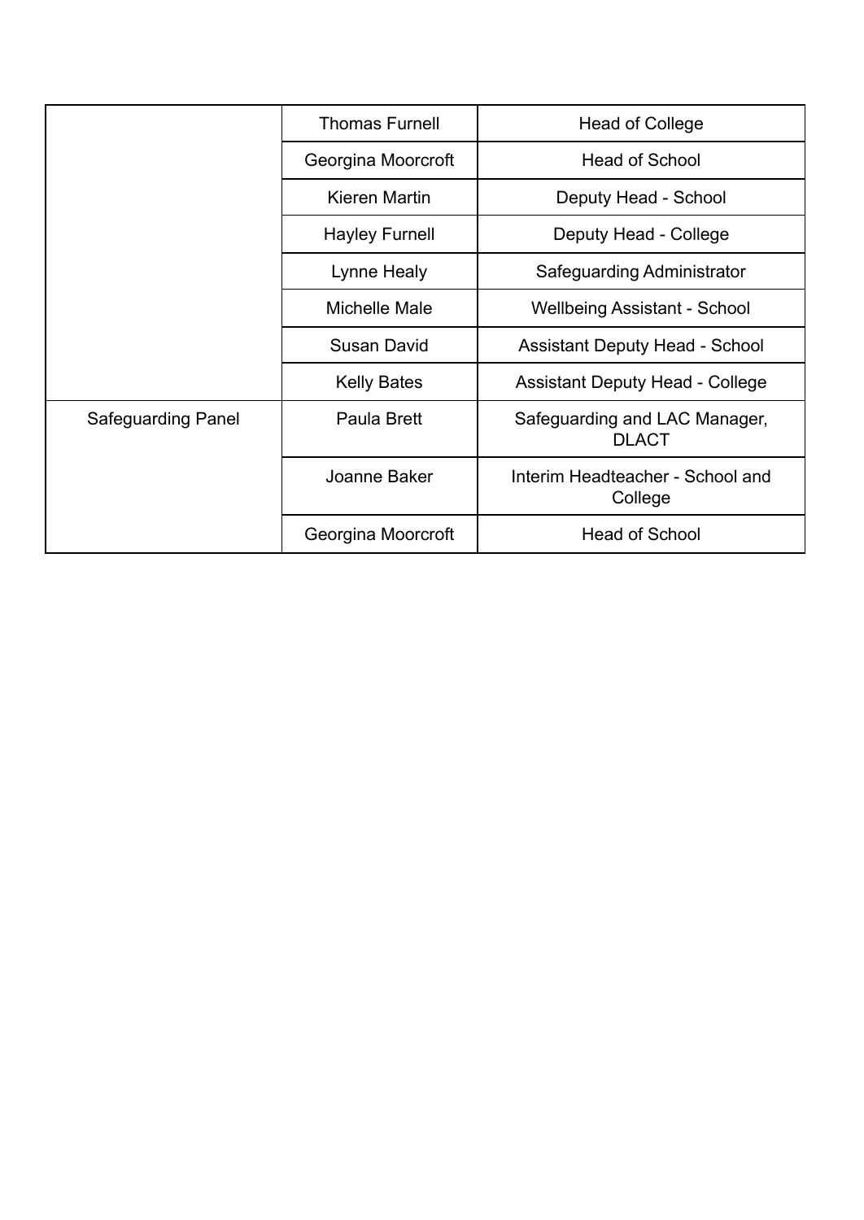| | | |
|---|---|---|
| | Thomas Furnell | Head of College |
| | Georgina Moorcroft | Head of School |
| | Kieren Martin | Deputy Head - School |
| | Hayley Furnell | Deputy Head - College |
| | Lynne Healy | Safeguarding Administrator |
| | Michelle Male | Wellbeing Assistant - School |
| | Susan David | Assistant Deputy Head - School |
| | Kelly Bates | Assistant Deputy Head - College |
| Safeguarding Panel | Paula Brett | Safeguarding and LAC Manager, DLACT |
| | Joanne Baker | Interim Headteacher - School and College |
| | Georgina Moorcroft | Head of School |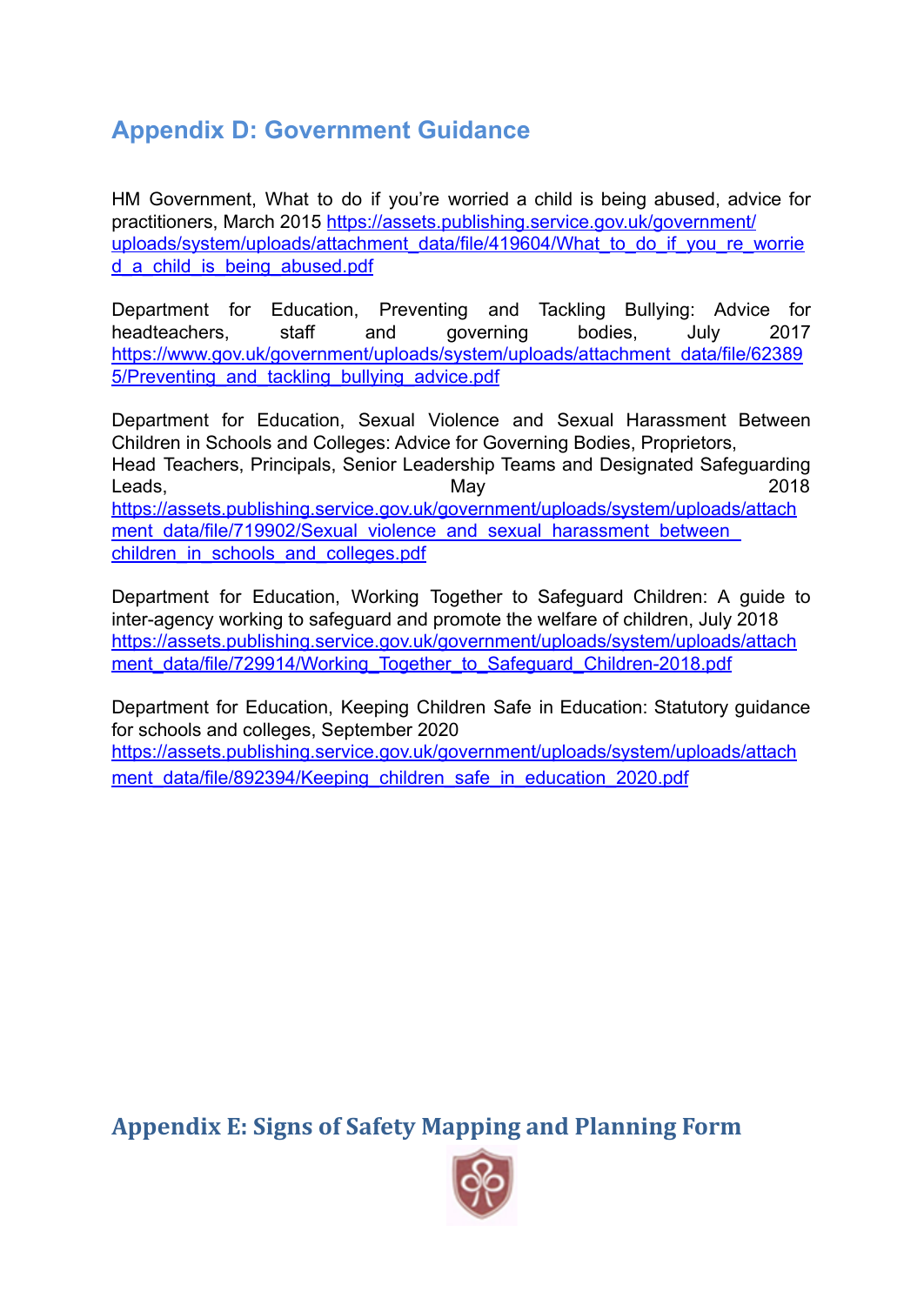## Appendix D: Government Guidance

HM Government, What to do if you're worried a child is being abused, advice for practitioners, March 2015 https://assets.publishing.service.gov.uk/government/uploads/system/uploads/attachment_data/file/419604/What_to_do_if_you_re_worried_a_child_is_being_abused.pdf

Department for Education, Preventing and Tackling Bullying: Advice for headteachers, staff and governing bodies, July 2017 https://www.gov.uk/government/uploads/system/uploads/attachment_data/file/623895/Preventing_and_tackling_bullying_advice.pdf

Department for Education, Sexual Violence and Sexual Harassment Between Children in Schools and Colleges: Advice for Governing Bodies, Proprietors, Head Teachers, Principals, Senior Leadership Teams and Designated Safeguarding Leads, May 2018 https://assets.publishing.service.gov.uk/government/uploads/system/uploads/attachment_data/file/719902/Sexual_violence_and_sexual_harassment_between_children_in_schools_and_colleges.pdf

Department for Education, Working Together to Safeguard Children: A guide to inter-agency working to safeguard and promote the welfare of children, July 2018 https://assets.publishing.service.gov.uk/government/uploads/system/uploads/attachment_data/file/729914/Working_Together_to_Safeguard_Children-2018.pdf

Department for Education, Keeping Children Safe in Education: Statutory guidance for schools and colleges, September 2020 https://assets.publishing.service.gov.uk/government/uploads/system/uploads/attachment_data/file/892394/Keeping_children_safe_in_education_2020.pdf

## Appendix E: Signs of Safety Mapping and Planning Form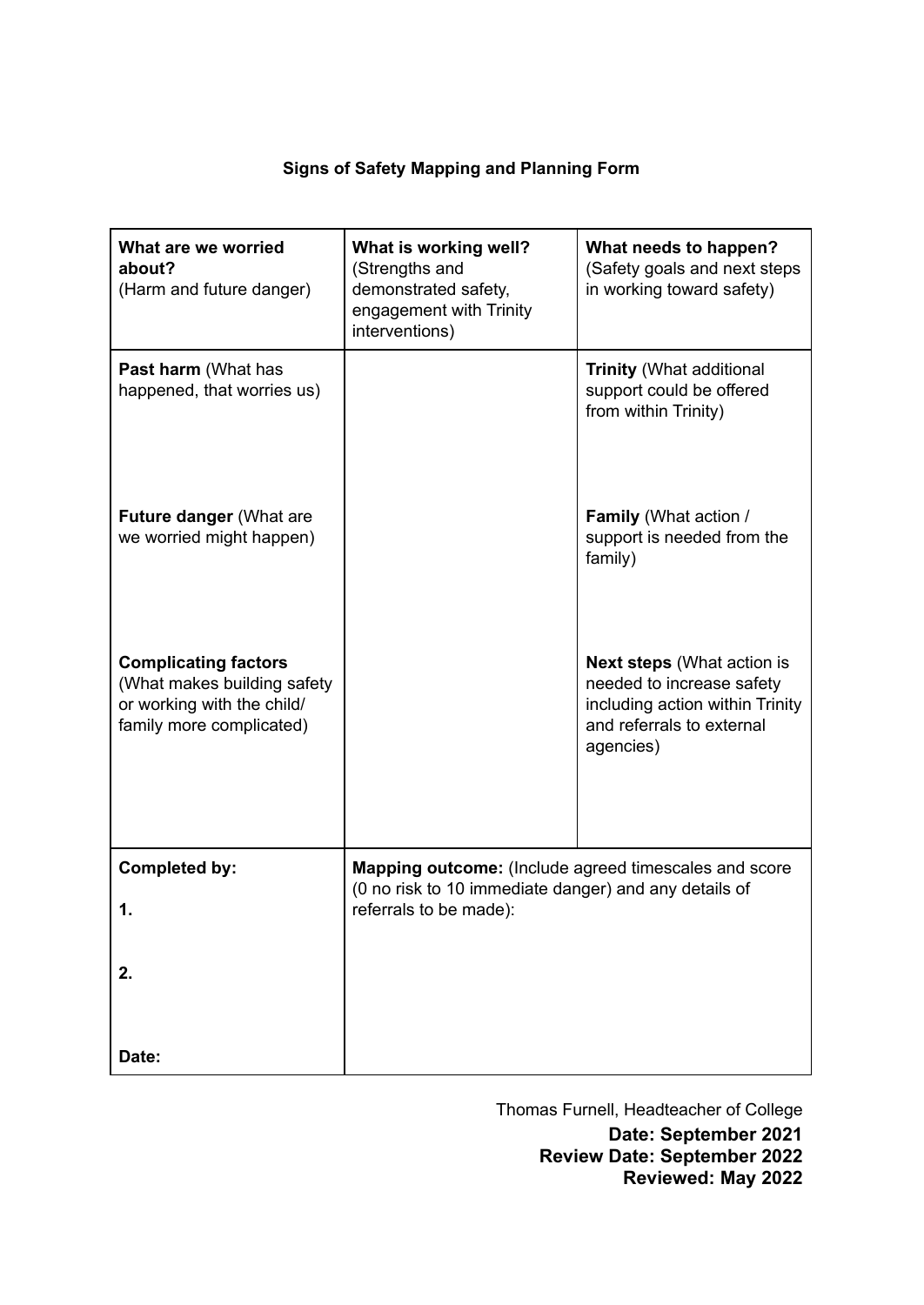**Signs of Safety Mapping and Planning Form**

| **What are we worried about?** (Harm and future danger) | **What is working well?** (Strengths and demonstrated safety, engagement with Trinity interventions) | **What needs to happen?** (Safety goals and next steps in working toward safety) |
|---|---|---|
| **Past harm** (What has happened, that worries us)<br><br>**Future danger** (What are we worried might happen)<br><br>**Complicating factors** (What makes building safety or working with the child/ family more complicated) | | **Trinity** (What additional support could be offered from within Trinity)<br><br>**Family** (What action / support is needed from the family)<br><br>**Next steps** (What action is needed to increase safety including action within Trinity and referrals to external agencies) |
| **Completed by:**<br><br>**1.**<br><br>**2.**<br><br>**Date:** | **Mapping outcome:** (Include agreed timescales and score (0 no risk to 10 immediate danger) and any details of referrals to be made): | |

Thomas Furnell, Headteacher of College

**Date: September 2021**
**Review Date: September 2022**
**Reviewed: May 2022**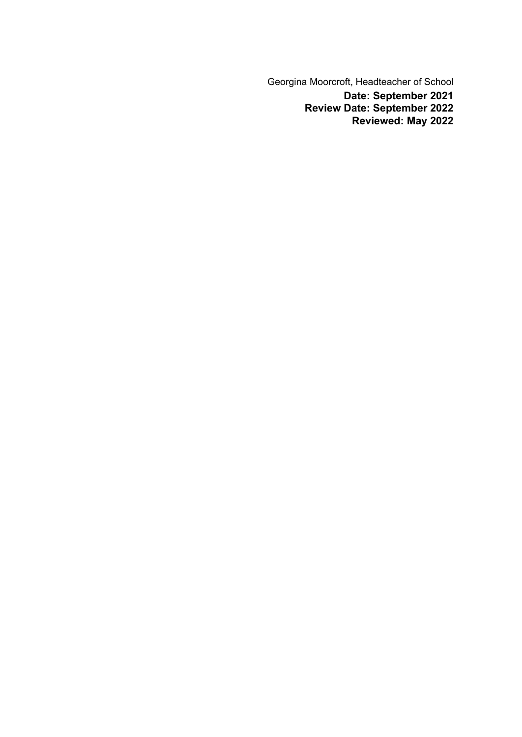Georgina Moorcroft, Headteacher of School

**Date: September 2021**
**Review Date: September 2022**
**Reviewed: May 2022**